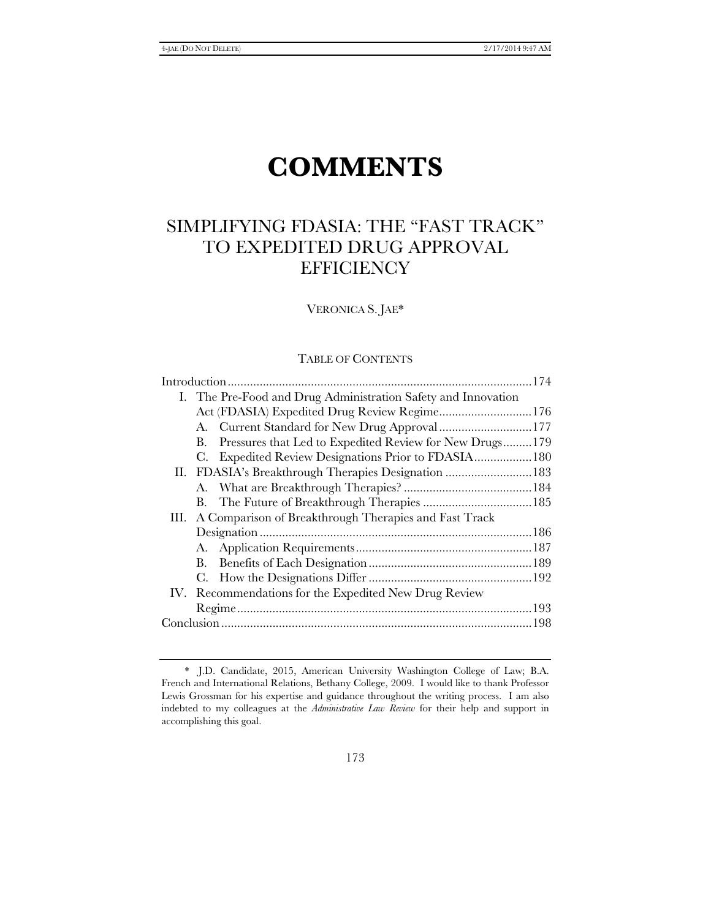# COMMENTS

## SIMPLIFYING FDASIA: THE "FAST TRACK" TO EXPEDITED DRUG APPROVAL EFFICIENCY

VERONICA S. JAE*

### TABLE OF CONTENTS

Introduction .......... 174

I. The Pre-Food and Drug Administration Safety and Innovation Act (FDASIA) Expedited Drug Review Regime .......... 176
   - A. Current Standard for New Drug Approval .......... 177
   - B. Pressures that Led to Expedited Review for New Drugs .......... 179
   - C. Expedited Review Designations Prior to FDASIA .......... 180

II. FDASIA's Breakthrough Therapies Designation .......... 183
   - A. What are Breakthrough Therapies? .......... 184
   - B. The Future of Breakthrough Therapies .......... 185

III. A Comparison of Breakthrough Therapies and Fast Track Designation .......... 186
   - A. Application Requirements .......... 187
   - B. Benefits of Each Designation .......... 189
   - C. How the Designations Differ .......... 192

IV. Recommendations for the Expedited New Drug Review Regime .......... 193

Conclusion .......... 198

---

\* J.D. Candidate, 2015, American University Washington College of Law; B.A. French and International Relations, Bethany College, 2009. I would like to thank Professor Lewis Grossman for his expertise and guidance throughout the writing process. I am also indebted to my colleagues at the *Administrative Law Review* for their help and support in accomplishing this goal.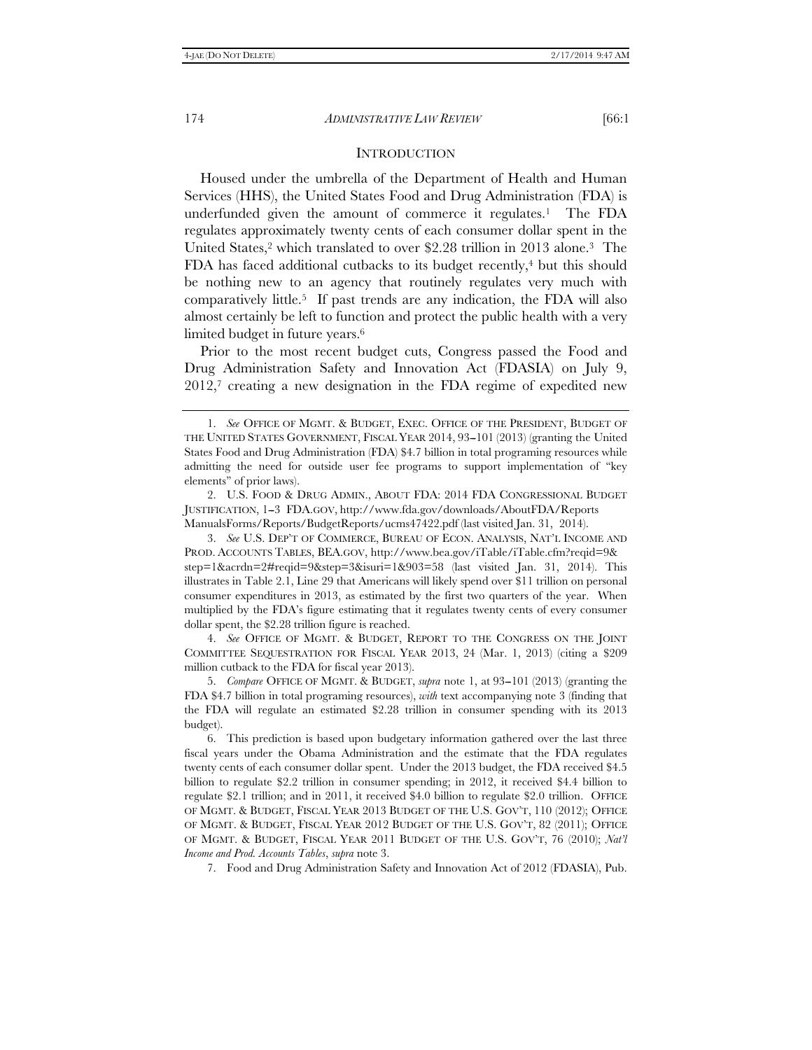## INTRODUCTION

Housed under the umbrella of the Department of Health and Human Services (HHS), the United States Food and Drug Administration (FDA) is underfunded given the amount of commerce it regulates.[1] The FDA regulates approximately twenty cents of each consumer dollar spent in the United States,[2] which translated to over $2.28 trillion in 2013 alone.[3] The FDA has faced additional cutbacks to its budget recently,[4] but this should be nothing new to an agency that routinely regulates very much with comparatively little.[5] If past trends are any indication, the FDA will also almost certainly be left to function and protect the public health with a very limited budget in future years.[6]

Prior to the most recent budget cuts, Congress passed the Food and Drug Administration Safety and Innovation Act (FDASIA) on July 9, 2012,[7] creating a new designation in the FDA regime of expedited new

---

1. *See* OFFICE OF MGMT. & BUDGET, EXEC. OFFICE OF THE PRESIDENT, BUDGET OF THE UNITED STATES GOVERNMENT, FISCAL YEAR 2014, 93–101 (2013) (granting the United States Food and Drug Administration (FDA) $4.7 billion in total programing resources while admitting the need for outside user fee programs to support implementation of "key elements" of prior laws).

2. U.S. FOOD & DRUG ADMIN., ABOUT FDA: 2014 FDA CONGRESSIONAL BUDGET JUSTIFICATION, 1–3 FDA.GOV, http://www.fda.gov/downloads/AboutFDA/Reports ManualsForms/Reports/BudgetReports/ucms47422.pdf (last visited Jan. 31, 2014).

3. *See* U.S. DEP'T OF COMMERCE, BUREAU OF ECON. ANALYSIS, NAT'L INCOME AND PROD. ACCOUNTS TABLES, BEA.GOV, http://www.bea.gov/iTable/iTable.cfm?reqid=9& step=1&acrdn=2#reqid=9&step=3&isuri=1&903=58 (last visited Jan. 31, 2014). This illustrates in Table 2.1, Line 29 that Americans will likely spend over $11 trillion on personal consumer expenditures in 2013, as estimated by the first two quarters of the year. When multiplied by the FDA's figure estimating that it regulates twenty cents of every consumer dollar spent, the $2.28 trillion figure is reached.

4. *See* OFFICE OF MGMT. & BUDGET, REPORT TO THE CONGRESS ON THE JOINT COMMITTEE SEQUESTRATION FOR FISCAL YEAR 2013, 24 (Mar. 1, 2013) (citing a $209 million cutback to the FDA for fiscal year 2013).

5. *Compare* OFFICE OF MGMT. & BUDGET, *supra* note 1, at 93–101 (2013) (granting the FDA $4.7 billion in total programing resources), *with* text accompanying note 3 (finding that the FDA will regulate an estimated $2.28 trillion in consumer spending with its 2013 budget).

6. This prediction is based upon budgetary information gathered over the last three fiscal years under the Obama Administration and the estimate that the FDA regulates twenty cents of each consumer dollar spent. Under the 2013 budget, the FDA received $4.5 billion to regulate $2.2 trillion in consumer spending; in 2012, it received $4.4 billion to regulate $2.1 trillion; and in 2011, it received $4.0 billion to regulate $2.0 trillion. OFFICE OF MGMT. & BUDGET, FISCAL YEAR 2013 BUDGET OF THE U.S. GOV'T, 110 (2012); OFFICE OF MGMT. & BUDGET, FISCAL YEAR 2012 BUDGET OF THE U.S. GOV'T, 82 (2011); OFFICE OF MGMT. & BUDGET, FISCAL YEAR 2011 BUDGET OF THE U.S. GOV'T, 76 (2010); *Nat'l Income and Prod. Accounts Tables*, *supra* note 3.

7. Food and Drug Administration Safety and Innovation Act of 2012 (FDASIA), Pub.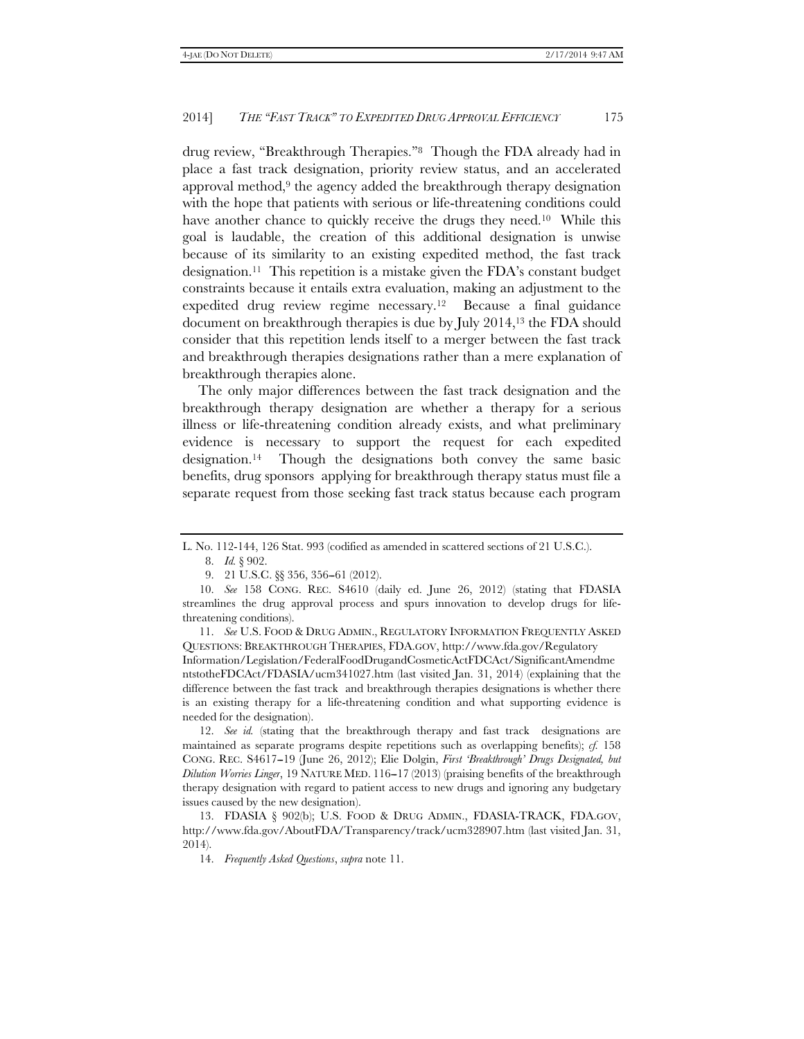drug review, "Breakthrough Therapies."[8] Though the FDA already had in place a fast track designation, priority review status, and an accelerated approval method,[9] the agency added the breakthrough therapy designation with the hope that patients with serious or life-threatening conditions could have another chance to quickly receive the drugs they need.[10] While this goal is laudable, the creation of this additional designation is unwise because of its similarity to an existing expedited method, the fast track designation.[11] This repetition is a mistake given the FDA's constant budget constraints because it entails extra evaluation, making an adjustment to the expedited drug review regime necessary.[12] Because a final guidance document on breakthrough therapies is due by July 2014,[13] the FDA should consider that this repetition lends itself to a merger between the fast track and breakthrough therapies designations rather than a mere explanation of breakthrough therapies alone.

The only major differences between the fast track designation and the breakthrough therapy designation are whether a therapy for a serious illness or life-threatening condition already exists, and what preliminary evidence is necessary to support the request for each expedited designation.[14] Though the designations both convey the same basic benefits, drug sponsors applying for breakthrough therapy status must file a separate request from those seeking fast track status because each program

---

L. No. 112-144, 126 Stat. 993 (codified as amended in scattered sections of 21 U.S.C.).

8. *Id.* § 902.

9. 21 U.S.C. §§ 356, 356–61 (2012).

10. *See* 158 CONG. REC. S4610 (daily ed. June 26, 2012) (stating that FDASIA streamlines the drug approval process and spurs innovation to develop drugs for life-threatening conditions).

11. *See* U.S. FOOD & DRUG ADMIN., REGULATORY INFORMATION FREQUENTLY ASKED QUESTIONS: BREAKTHROUGH THERAPIES, FDA.GOV, http://www.fda.gov/RegulatoryInformation/Legislation/FederalFoodDrugandCosmeticActFDCAct/SignificantAmendmentstotheFDCAct/FDASIA/ucm341027.htm (last visited Jan. 31, 2014) (explaining that the difference between the fast track and breakthrough therapies designations is whether there is an existing therapy for a life-threatening condition and what supporting evidence is needed for the designation).

12. *See id.* (stating that the breakthrough therapy and fast track designations are maintained as separate programs despite repetitions such as overlapping benefits); *cf.* 158 CONG. REC. S4617–19 (June 26, 2012); Elie Dolgin, *First 'Breakthrough' Drugs Designated, but Dilution Worries Linger*, 19 NATURE MED. 116–17 (2013) (praising benefits of the breakthrough therapy designation with regard to patient access to new drugs and ignoring any budgetary issues caused by the new designation).

13. FDASIA § 902(b); U.S. FOOD & DRUG ADMIN., FDASIA-TRACK, FDA.GOV, http://www.fda.gov/AboutFDA/Transparency/track/ucm328907.htm (last visited Jan. 31, 2014).

14. *Frequently Asked Questions*, *supra* note 11.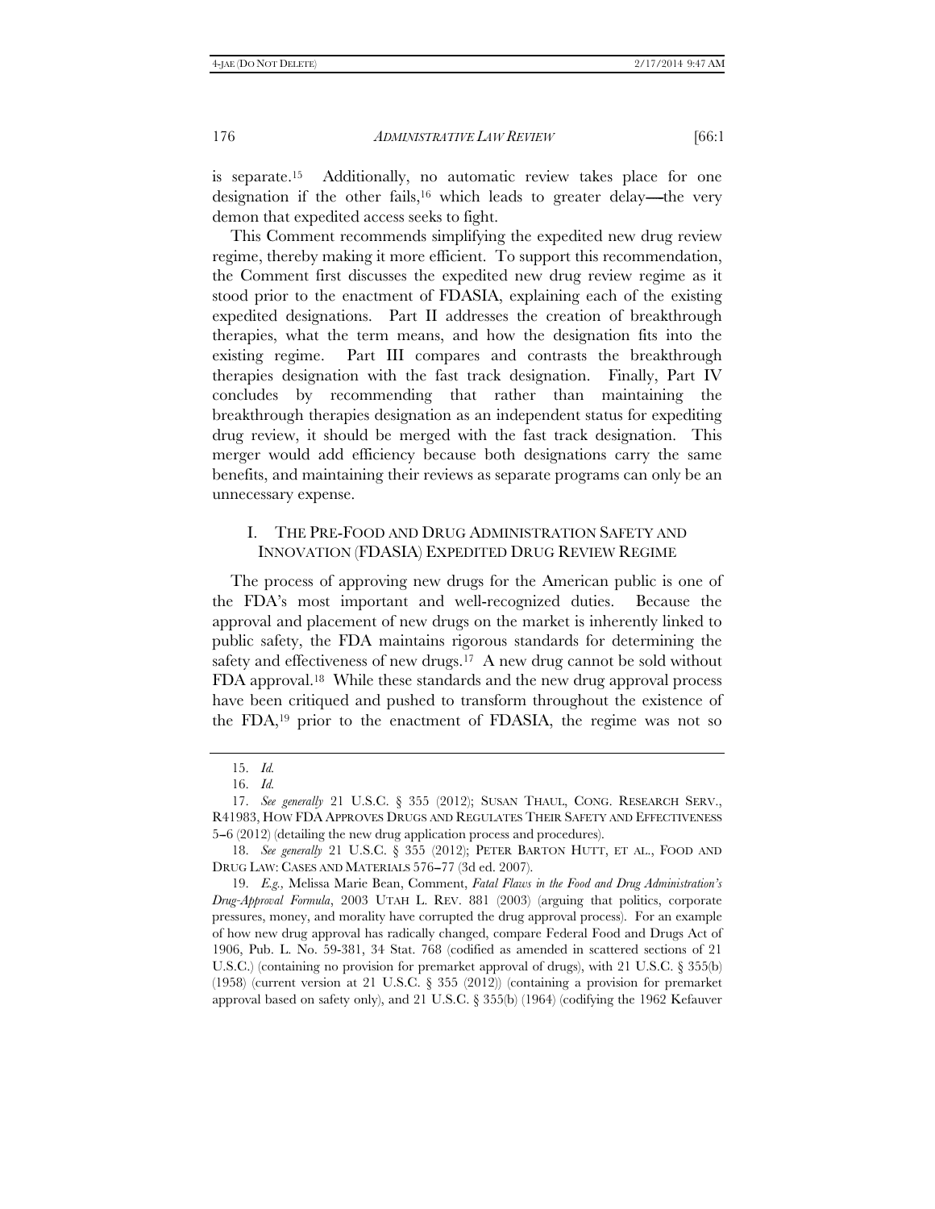is separate.[15] Additionally, no automatic review takes place for one designation if the other fails,[16] which leads to greater delay—the very demon that expedited access seeks to fight.

This Comment recommends simplifying the expedited new drug review regime, thereby making it more efficient. To support this recommendation, the Comment first discusses the expedited new drug review regime as it stood prior to the enactment of FDASIA, explaining each of the existing expedited designations. Part II addresses the creation of breakthrough therapies, what the term means, and how the designation fits into the existing regime. Part III compares and contrasts the breakthrough therapies designation with the fast track designation. Finally, Part IV concludes by recommending that rather than maintaining the breakthrough therapies designation as an independent status for expediting drug review, it should be merged with the fast track designation. This merger would add efficiency because both designations carry the same benefits, and maintaining their reviews as separate programs can only be an unnecessary expense.

## I. THE PRE-FOOD AND DRUG ADMINISTRATION SAFETY AND INNOVATION (FDASIA) EXPEDITED DRUG REVIEW REGIME

The process of approving new drugs for the American public is one of the FDA's most important and well-recognized duties. Because the approval and placement of new drugs on the market is inherently linked to public safety, the FDA maintains rigorous standards for determining the safety and effectiveness of new drugs.[17] A new drug cannot be sold without FDA approval.[18] While these standards and the new drug approval process have been critiqued and pushed to transform throughout the existence of the FDA,[19] prior to the enactment of FDASIA, the regime was not so

---

15. *Id.*

16. *Id.*

17. *See generally* 21 U.S.C. § 355 (2012); SUSAN THAUL, CONG. RESEARCH SERV., R41983, HOW FDA APPROVES DRUGS AND REGULATES THEIR SAFETY AND EFFECTIVENESS 5–6 (2012) (detailing the new drug application process and procedures).

18. *See generally* 21 U.S.C. § 355 (2012); PETER BARTON HUTT, ET AL., FOOD AND DRUG LAW: CASES AND MATERIALS 576–77 (3d ed. 2007).

19. *E.g.*, Melissa Marie Bean, Comment, *Fatal Flaws in the Food and Drug Administration's Drug-Approval Formula*, 2003 UTAH L. REV. 881 (2003) (arguing that politics, corporate pressures, money, and morality have corrupted the drug approval process). For an example of how new drug approval has radically changed, compare Federal Food and Drugs Act of 1906, Pub. L. No. 59-381, 34 Stat. 768 (codified as amended in scattered sections of 21 U.S.C.) (containing no provision for premarket approval of drugs), with 21 U.S.C. § 355(b) (1958) (current version at 21 U.S.C. § 355 (2012)) (containing a provision for premarket approval based on safety only), and 21 U.S.C. § 355(b) (1964) (codifying the 1962 Kefauver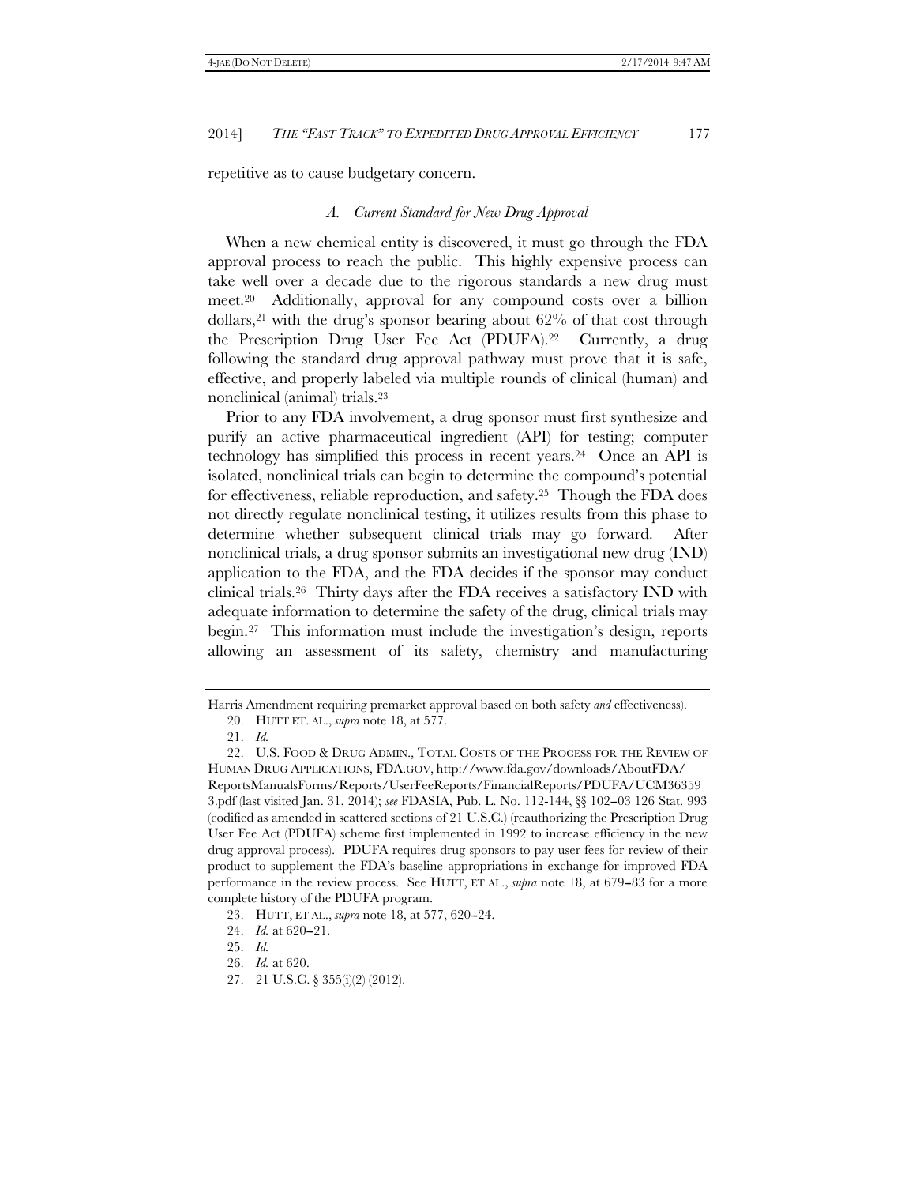repetitive as to cause budgetary concern.

### A. *Current Standard for New Drug Approval*

When a new chemical entity is discovered, it must go through the FDA approval process to reach the public. This highly expensive process can take well over a decade due to the rigorous standards a new drug must meet.[20] Additionally, approval for any compound costs over a billion dollars,[21] with the drug's sponsor bearing about 62% of that cost through the Prescription Drug User Fee Act (PDUFA).[22] Currently, a drug following the standard drug approval pathway must prove that it is safe, effective, and properly labeled via multiple rounds of clinical (human) and nonclinical (animal) trials.[23]

Prior to any FDA involvement, a drug sponsor must first synthesize and purify an active pharmaceutical ingredient (API) for testing; computer technology has simplified this process in recent years.[24] Once an API is isolated, nonclinical trials can begin to determine the compound's potential for effectiveness, reliable reproduction, and safety.[25] Though the FDA does not directly regulate nonclinical testing, it utilizes results from this phase to determine whether subsequent clinical trials may go forward. After nonclinical trials, a drug sponsor submits an investigational new drug (IND) application to the FDA, and the FDA decides if the sponsor may conduct clinical trials.[26] Thirty days after the FDA receives a satisfactory IND with adequate information to determine the safety of the drug, clinical trials may begin.[27] This information must include the investigation's design, reports allowing an assessment of its safety, chemistry and manufacturing

---

Harris Amendment requiring premarket approval based on both safety *and* effectiveness).

20. HUTT ET. AL., *supra* note 18, at 577.

21. *Id.*

22. U.S. FOOD & DRUG ADMIN., TOTAL COSTS OF THE PROCESS FOR THE REVIEW OF HUMAN DRUG APPLICATIONS, FDA.GOV, http://www.fda.gov/downloads/AboutFDA/ReportsManualsForms/Reports/UserFeeReports/FinancialReports/PDUFA/UCM363593.pdf (last visited Jan. 31, 2014); *see* FDASIA, Pub. L. No. 112-144, §§ 102–03 126 Stat. 993 (codified as amended in scattered sections of 21 U.S.C.) (reauthorizing the Prescription Drug User Fee Act (PDUFA) scheme first implemented in 1992 to increase efficiency in the new drug approval process). PDUFA requires drug sponsors to pay user fees for review of their product to supplement the FDA's baseline appropriations in exchange for improved FDA performance in the review process. See HUTT, ET AL., *supra* note 18, at 679–83 for a more complete history of the PDUFA program.

23. HUTT, ET AL., *supra* note 18, at 577, 620–24.

24. *Id.* at 620–21.

25. *Id.*

26. *Id.* at 620.

27. 21 U.S.C. § 355(i)(2) (2012).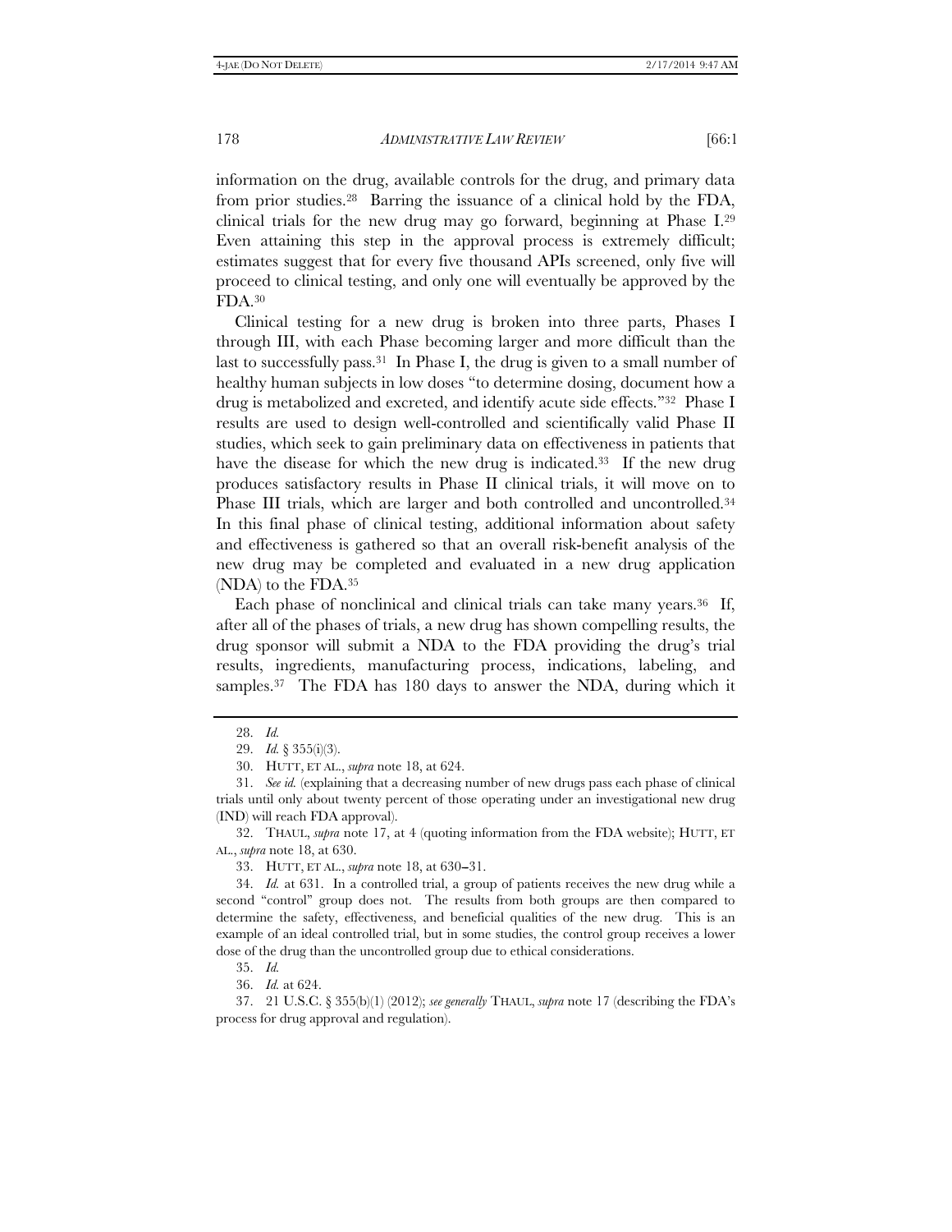information on the drug, available controls for the drug, and primary data from prior studies.[28] Barring the issuance of a clinical hold by the FDA, clinical trials for the new drug may go forward, beginning at Phase I.[29] Even attaining this step in the approval process is extremely difficult; estimates suggest that for every five thousand APIs screened, only five will proceed to clinical testing, and only one will eventually be approved by the FDA.[30]

Clinical testing for a new drug is broken into three parts, Phases I through III, with each Phase becoming larger and more difficult than the last to successfully pass.[31] In Phase I, the drug is given to a small number of healthy human subjects in low doses "to determine dosing, document how a drug is metabolized and excreted, and identify acute side effects."[32] Phase I results are used to design well-controlled and scientifically valid Phase II studies, which seek to gain preliminary data on effectiveness in patients that have the disease for which the new drug is indicated.[33] If the new drug produces satisfactory results in Phase II clinical trials, it will move on to Phase III trials, which are larger and both controlled and uncontrolled.[34] In this final phase of clinical testing, additional information about safety and effectiveness is gathered so that an overall risk-benefit analysis of the new drug may be completed and evaluated in a new drug application (NDA) to the FDA.[35]

Each phase of nonclinical and clinical trials can take many years.[36] If, after all of the phases of trials, a new drug has shown compelling results, the drug sponsor will submit a NDA to the FDA providing the drug's trial results, ingredients, manufacturing process, indications, labeling, and samples.[37] The FDA has 180 days to answer the NDA, during which it

---

28. *Id.*

29. *Id.* § 355(i)(3).

30. HUTT, ET AL., *supra* note 18, at 624.

31. *See id.* (explaining that a decreasing number of new drugs pass each phase of clinical trials until only about twenty percent of those operating under an investigational new drug (IND) will reach FDA approval).

32. THAUL, *supra* note 17, at 4 (quoting information from the FDA website); HUTT, ET AL., *supra* note 18, at 630.

33. HUTT, ET AL., *supra* note 18, at 630–31.

34. *Id.* at 631. In a controlled trial, a group of patients receives the new drug while a second "control" group does not. The results from both groups are then compared to determine the safety, effectiveness, and beneficial qualities of the new drug. This is an example of an ideal controlled trial, but in some studies, the control group receives a lower dose of the drug than the uncontrolled group due to ethical considerations.

35. *Id.*

36. *Id.* at 624.

37. 21 U.S.C. § 355(b)(1) (2012); *see generally* THAUL, *supra* note 17 (describing the FDA's process for drug approval and regulation).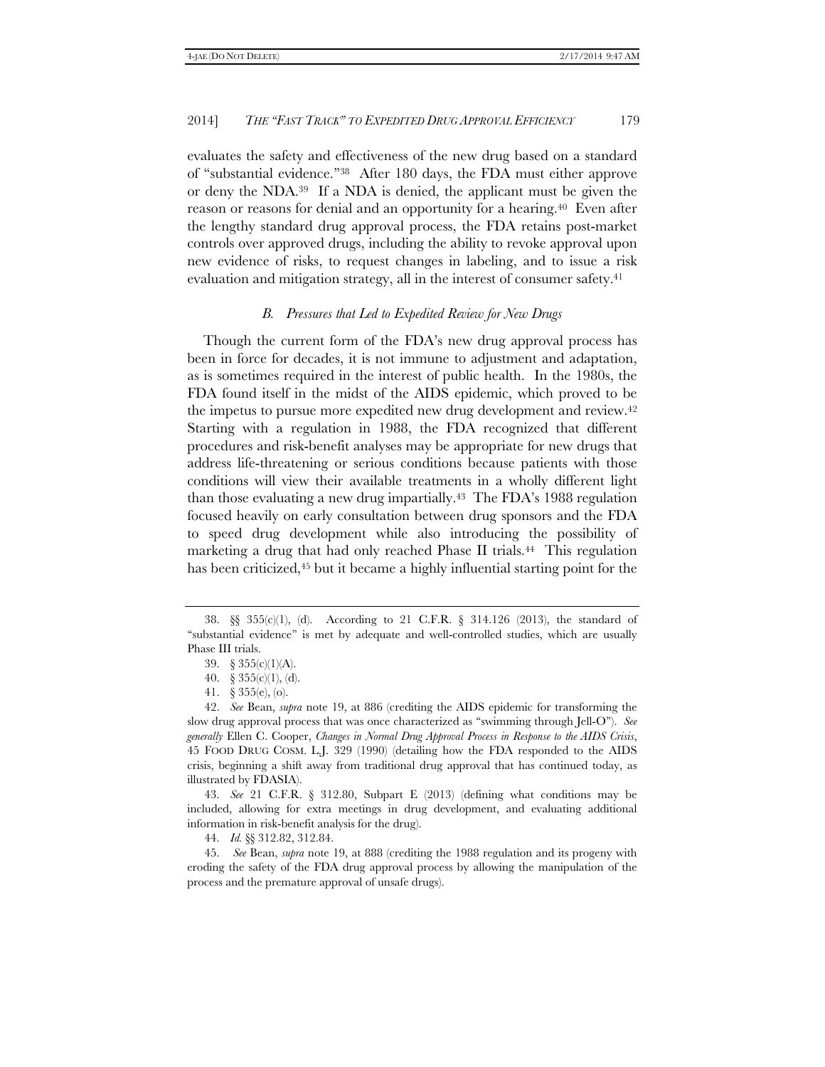evaluates the safety and effectiveness of the new drug based on a standard of "substantial evidence."[38] After 180 days, the FDA must either approve or deny the NDA.[39] If a NDA is denied, the applicant must be given the reason or reasons for denial and an opportunity for a hearing.[40] Even after the lengthy standard drug approval process, the FDA retains post-market controls over approved drugs, including the ability to revoke approval upon new evidence of risks, to request changes in labeling, and to issue a risk evaluation and mitigation strategy, all in the interest of consumer safety.[41]

### *B. Pressures that Led to Expedited Review for New Drugs*

Though the current form of the FDA's new drug approval process has been in force for decades, it is not immune to adjustment and adaptation, as is sometimes required in the interest of public health. In the 1980s, the FDA found itself in the midst of the AIDS epidemic, which proved to be the impetus to pursue more expedited new drug development and review.[42] Starting with a regulation in 1988, the FDA recognized that different procedures and risk-benefit analyses may be appropriate for new drugs that address life-threatening or serious conditions because patients with those conditions will view their available treatments in a wholly different light than those evaluating a new drug impartially.[43] The FDA's 1988 regulation focused heavily on early consultation between drug sponsors and the FDA to speed drug development while also introducing the possibility of marketing a drug that had only reached Phase II trials.[44] This regulation has been criticized,[45] but it became a highly influential starting point for the

---

38. §§ 355(c)(1), (d). According to 21 C.F.R. § 314.126 (2013), the standard of "substantial evidence" is met by adequate and well-controlled studies, which are usually Phase III trials.

39. § 355(c)(1)(A).

40. § 355(c)(1), (d).

41. § 355(e), (o).

42. *See* Bean, *supra* note 19, at 886 (crediting the AIDS epidemic for transforming the slow drug approval process that was once characterized as "swimming through Jell-O"). *See generally* Ellen C. Cooper, *Changes in Normal Drug Approval Process in Response to the AIDS Crisis*, 45 FOOD DRUG COSM. L.J. 329 (1990) (detailing how the FDA responded to the AIDS crisis, beginning a shift away from traditional drug approval that has continued today, as illustrated by FDASIA).

43. *See* 21 C.F.R. § 312.80, Subpart E (2013) (defining what conditions may be included, allowing for extra meetings in drug development, and evaluating additional information in risk-benefit analysis for the drug).

44. *Id.* §§ 312.82, 312.84.

45. *See* Bean, *supra* note 19, at 888 (crediting the 1988 regulation and its progeny with eroding the safety of the FDA drug approval process by allowing the manipulation of the process and the premature approval of unsafe drugs).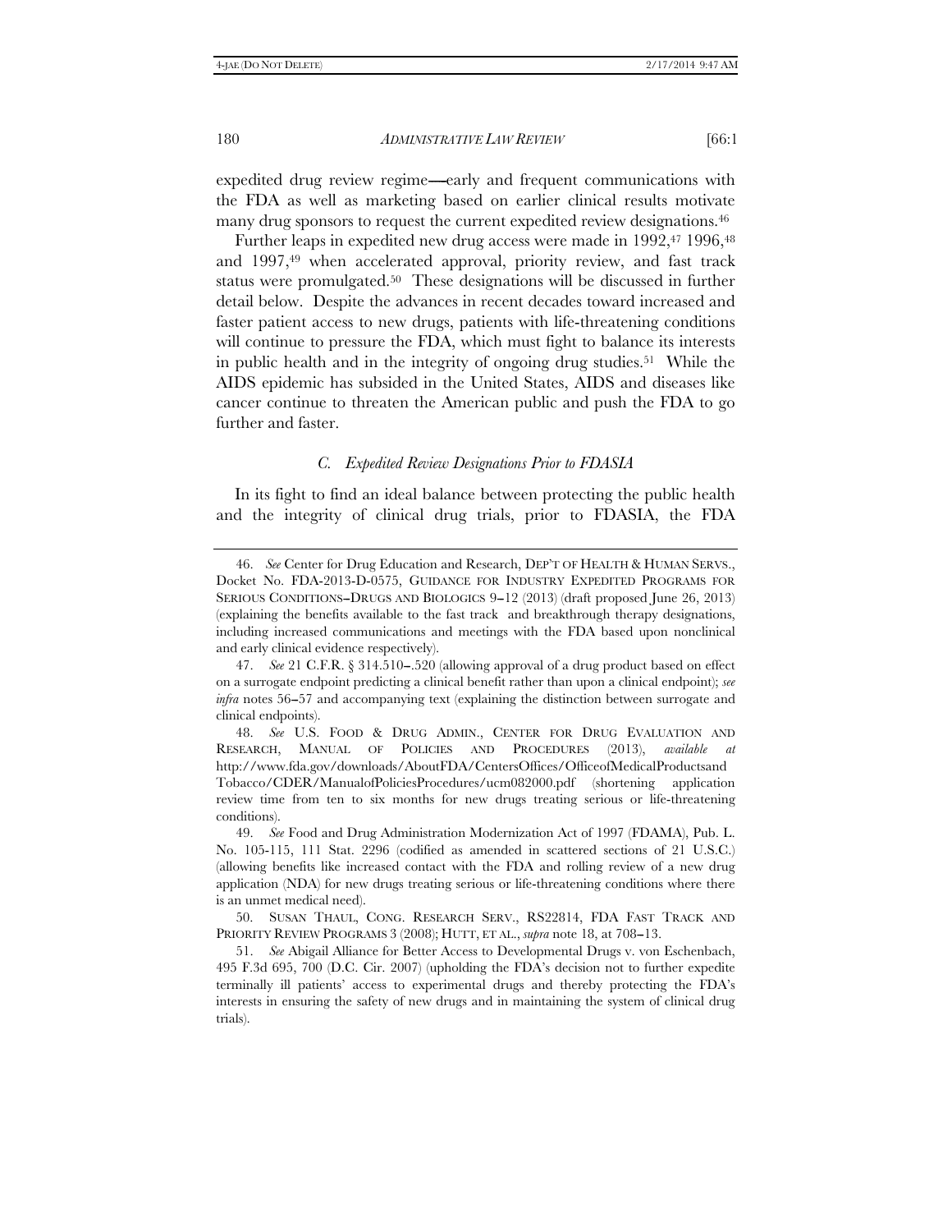expedited drug review regime—early and frequent communications with the FDA as well as marketing based on earlier clinical results motivate many drug sponsors to request the current expedited review designations.[46]

Further leaps in expedited new drug access were made in 1992,[47] 1996,[48] and 1997,[49] when accelerated approval, priority review, and fast track status were promulgated.[50] These designations will be discussed in further detail below. Despite the advances in recent decades toward increased and faster patient access to new drugs, patients with life-threatening conditions will continue to pressure the FDA, which must fight to balance its interests in public health and in the integrity of ongoing drug studies.[51] While the AIDS epidemic has subsided in the United States, AIDS and diseases like cancer continue to threaten the American public and push the FDA to go further and faster.

### *C. Expedited Review Designations Prior to FDASIA*

In its fight to find an ideal balance between protecting the public health and the integrity of clinical drug trials, prior to FDASIA, the FDA

---

46. *See* Center for Drug Education and Research, DEP'T OF HEALTH & HUMAN SERVS., Docket No. FDA-2013-D-0575, GUIDANCE FOR INDUSTRY EXPEDITED PROGRAMS FOR SERIOUS CONDITIONS–DRUGS AND BIOLOGICS 9–12 (2013) (draft proposed June 26, 2013) (explaining the benefits available to the fast track and breakthrough therapy designations, including increased communications and meetings with the FDA based upon nonclinical and early clinical evidence respectively).

47. *See* 21 C.F.R. § 314.510–.520 (allowing approval of a drug product based on effect on a surrogate endpoint predicting a clinical benefit rather than upon a clinical endpoint); *see infra* notes 56–57 and accompanying text (explaining the distinction between surrogate and clinical endpoints).

48. *See* U.S. FOOD & DRUG ADMIN., CENTER FOR DRUG EVALUATION AND RESEARCH, MANUAL OF POLICIES AND PROCEDURES (2013), *available at* http://www.fda.gov/downloads/AboutFDA/CentersOffices/OfficeofMedicalProductsand Tobacco/CDER/ManualofPoliciesProcedures/ucm082000.pdf (shortening application review time from ten to six months for new drugs treating serious or life-threatening conditions).

49. *See* Food and Drug Administration Modernization Act of 1997 (FDAMA), Pub. L. No. 105-115, 111 Stat. 2296 (codified as amended in scattered sections of 21 U.S.C.) (allowing benefits like increased contact with the FDA and rolling review of a new drug application (NDA) for new drugs treating serious or life-threatening conditions where there is an unmet medical need).

50. SUSAN THAUL, CONG. RESEARCH SERV., RS22814, FDA FAST TRACK AND PRIORITY REVIEW PROGRAMS 3 (2008); HUTT, ET AL., *supra* note 18, at 708–13.

51. *See* Abigail Alliance for Better Access to Developmental Drugs v. von Eschenbach, 495 F.3d 695, 700 (D.C. Cir. 2007) (upholding the FDA's decision not to further expedite terminally ill patients' access to experimental drugs and thereby protecting the FDA's interests in ensuring the safety of new drugs and in maintaining the system of clinical drug trials).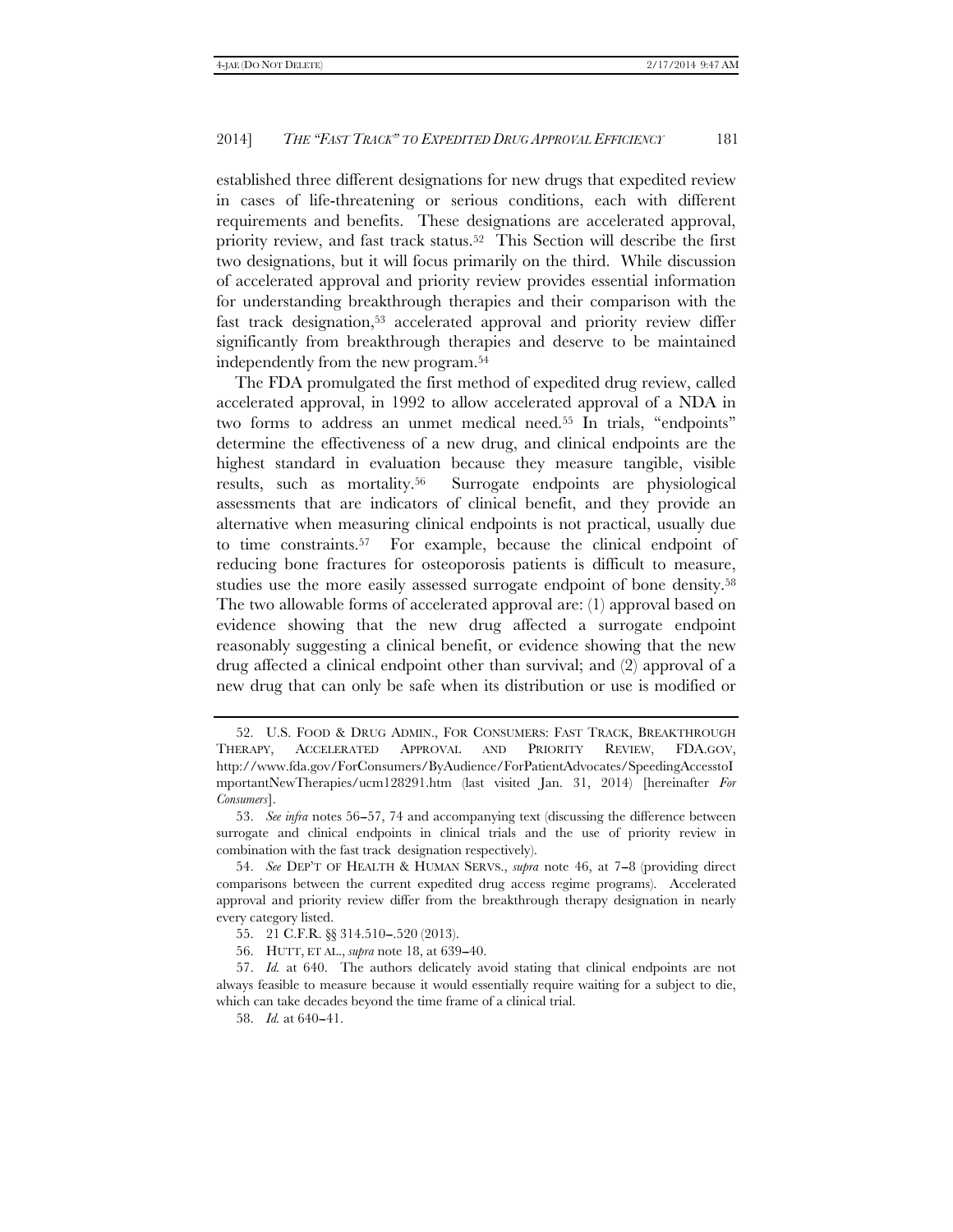established three different designations for new drugs that expedited review in cases of life-threatening or serious conditions, each with different requirements and benefits. These designations are accelerated approval, priority review, and fast track status.[52] This Section will describe the first two designations, but it will focus primarily on the third. While discussion of accelerated approval and priority review provides essential information for understanding breakthrough therapies and their comparison with the fast track designation,[53] accelerated approval and priority review differ significantly from breakthrough therapies and deserve to be maintained independently from the new program.[54]

The FDA promulgated the first method of expedited drug review, called accelerated approval, in 1992 to allow accelerated approval of a NDA in two forms to address an unmet medical need.[55] In trials, "endpoints" determine the effectiveness of a new drug, and clinical endpoints are the highest standard in evaluation because they measure tangible, visible results, such as mortality.[56] Surrogate endpoints are physiological assessments that are indicators of clinical benefit, and they provide an alternative when measuring clinical endpoints is not practical, usually due to time constraints.[57] For example, because the clinical endpoint of reducing bone fractures for osteoporosis patients is difficult to measure, studies use the more easily assessed surrogate endpoint of bone density.[58] The two allowable forms of accelerated approval are: (1) approval based on evidence showing that the new drug affected a surrogate endpoint reasonably suggesting a clinical benefit, or evidence showing that the new drug affected a clinical endpoint other than survival; and (2) approval of a new drug that can only be safe when its distribution or use is modified or

---

52. U.S. FOOD & DRUG ADMIN., FOR CONSUMERS: FAST TRACK, BREAKTHROUGH THERAPY, ACCELERATED APPROVAL AND PRIORITY REVIEW, FDA.GOV, http://www.fda.gov/ForConsumers/ByAudience/ForPatientAdvocates/SpeedingAccesstoImportantNewTherapies/ucm128291.htm (last visited Jan. 31, 2014) [hereinafter *For Consumers*].

53. *See infra* notes 56–57, 74 and accompanying text (discussing the difference between surrogate and clinical endpoints in clinical trials and the use of priority review in combination with the fast track designation respectively).

54. *See* DEP'T OF HEALTH & HUMAN SERVS., *supra* note 46, at 7–8 (providing direct comparisons between the current expedited drug access regime programs). Accelerated approval and priority review differ from the breakthrough therapy designation in nearly every category listed.

55. 21 C.F.R. §§ 314.510–.520 (2013).

56. HUTT, ET AL., *supra* note 18, at 639–40.

57. *Id.* at 640. The authors delicately avoid stating that clinical endpoints are not always feasible to measure because it would essentially require waiting for a subject to die, which can take decades beyond the time frame of a clinical trial.

58. *Id.* at 640–41.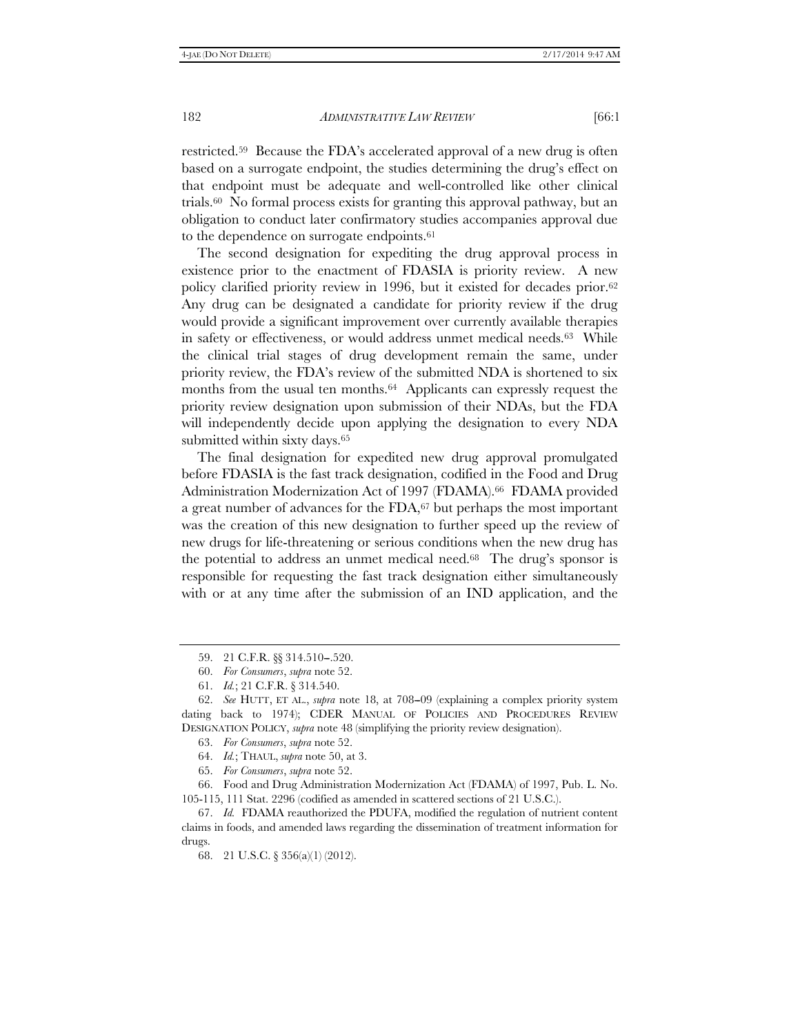restricted.[59] Because the FDA's accelerated approval of a new drug is often based on a surrogate endpoint, the studies determining the drug's effect on that endpoint must be adequate and well-controlled like other clinical trials.[60] No formal process exists for granting this approval pathway, but an obligation to conduct later confirmatory studies accompanies approval due to the dependence on surrogate endpoints.[61]

The second designation for expediting the drug approval process in existence prior to the enactment of FDASIA is priority review. A new policy clarified priority review in 1996, but it existed for decades prior.[62] Any drug can be designated a candidate for priority review if the drug would provide a significant improvement over currently available therapies in safety or effectiveness, or would address unmet medical needs.[63] While the clinical trial stages of drug development remain the same, under priority review, the FDA's review of the submitted NDA is shortened to six months from the usual ten months.[64] Applicants can expressly request the priority review designation upon submission of their NDAs, but the FDA will independently decide upon applying the designation to every NDA submitted within sixty days.[65]

The final designation for expedited new drug approval promulgated before FDASIA is the fast track designation, codified in the Food and Drug Administration Modernization Act of 1997 (FDAMA).[66] FDAMA provided a great number of advances for the FDA,[67] but perhaps the most important was the creation of this new designation to further speed up the review of new drugs for life-threatening or serious conditions when the new drug has the potential to address an unmet medical need.[68] The drug's sponsor is responsible for requesting the fast track designation either simultaneously with or at any time after the submission of an IND application, and the

---

59. 21 C.F.R. §§ 314.510–.520.

60. *For Consumers*, *supra* note 52.

61. *Id.*; 21 C.F.R. § 314.540.

62. *See* HUTT, ET AL., *supra* note 18, at 708–09 (explaining a complex priority system dating back to 1974); CDER MANUAL OF POLICIES AND PROCEDURES REVIEW DESIGNATION POLICY, *supra* note 48 (simplifying the priority review designation).

63. *For Consumers*, *supra* note 52.

64. *Id.*; THAUL, *supra* note 50, at 3.

65. *For Consumers*, *supra* note 52.

66. Food and Drug Administration Modernization Act (FDAMA) of 1997, Pub. L. No. 105-115, 111 Stat. 2296 (codified as amended in scattered sections of 21 U.S.C.).

67. *Id.* FDAMA reauthorized the PDUFA, modified the regulation of nutrient content claims in foods, and amended laws regarding the dissemination of treatment information for drugs.

68. 21 U.S.C. § 356(a)(1) (2012).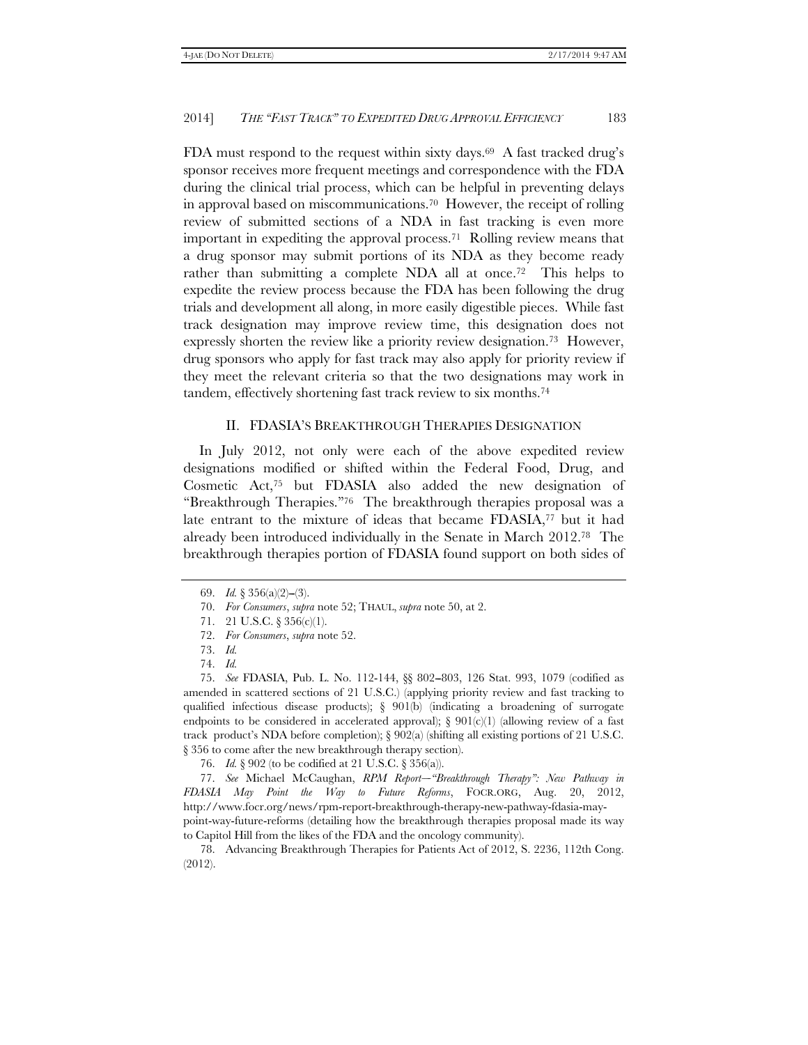FDA must respond to the request within sixty days.[69] A fast tracked drug's sponsor receives more frequent meetings and correspondence with the FDA during the clinical trial process, which can be helpful in preventing delays in approval based on miscommunications.[70] However, the receipt of rolling review of submitted sections of a NDA in fast tracking is even more important in expediting the approval process.[71] Rolling review means that a drug sponsor may submit portions of its NDA as they become ready rather than submitting a complete NDA all at once.[72] This helps to expedite the review process because the FDA has been following the drug trials and development all along, in more easily digestible pieces. While fast track designation may improve review time, this designation does not expressly shorten the review like a priority review designation.[73] However, drug sponsors who apply for fast track may also apply for priority review if they meet the relevant criteria so that the two designations may work in tandem, effectively shortening fast track review to six months.[74]

## II. FDASIA'S BREAKTHROUGH THERAPIES DESIGNATION

In July 2012, not only were each of the above expedited review designations modified or shifted within the Federal Food, Drug, and Cosmetic Act,[75] but FDASIA also added the new designation of "Breakthrough Therapies."[76] The breakthrough therapies proposal was a late entrant to the mixture of ideas that became FDASIA,[77] but it had already been introduced individually in the Senate in March 2012.[78] The breakthrough therapies portion of FDASIA found support on both sides of

---

69. *Id.* § 356(a)(2)–(3).

70. *For Consumers*, *supra* note 52; THAUL, *supra* note 50, at 2.

71. 21 U.S.C. § 356(c)(1).

72. *For Consumers*, *supra* note 52.

73. *Id.*

74. *Id.*

75. *See* FDASIA, Pub. L. No. 112-144, §§ 802–803, 126 Stat. 993, 1079 (codified as amended in scattered sections of 21 U.S.C.) (applying priority review and fast tracking to qualified infectious disease products); § 901(b) (indicating a broadening of surrogate endpoints to be considered in accelerated approval); § 901(c)(1) (allowing review of a fast track product's NDA before completion); § 902(a) (shifting all existing portions of 21 U.S.C. § 356 to come after the new breakthrough therapy section).

76. *Id.* § 902 (to be codified at 21 U.S.C. § 356(a)).

77. *See* Michael McCaughan, *RPM Report—"Breakthrough Therapy": New Pathway in FDASIA May Point the Way to Future Reforms*, FOCR.ORG, Aug. 20, 2012, http://www.focr.org/news/rpm-report-breakthrough-therapy-new-pathway-fdasia-may-point-way-future-reforms (detailing how the breakthrough therapies proposal made its way to Capitol Hill from the likes of the FDA and the oncology community).

78. Advancing Breakthrough Therapies for Patients Act of 2012, S. 2236, 112th Cong. (2012).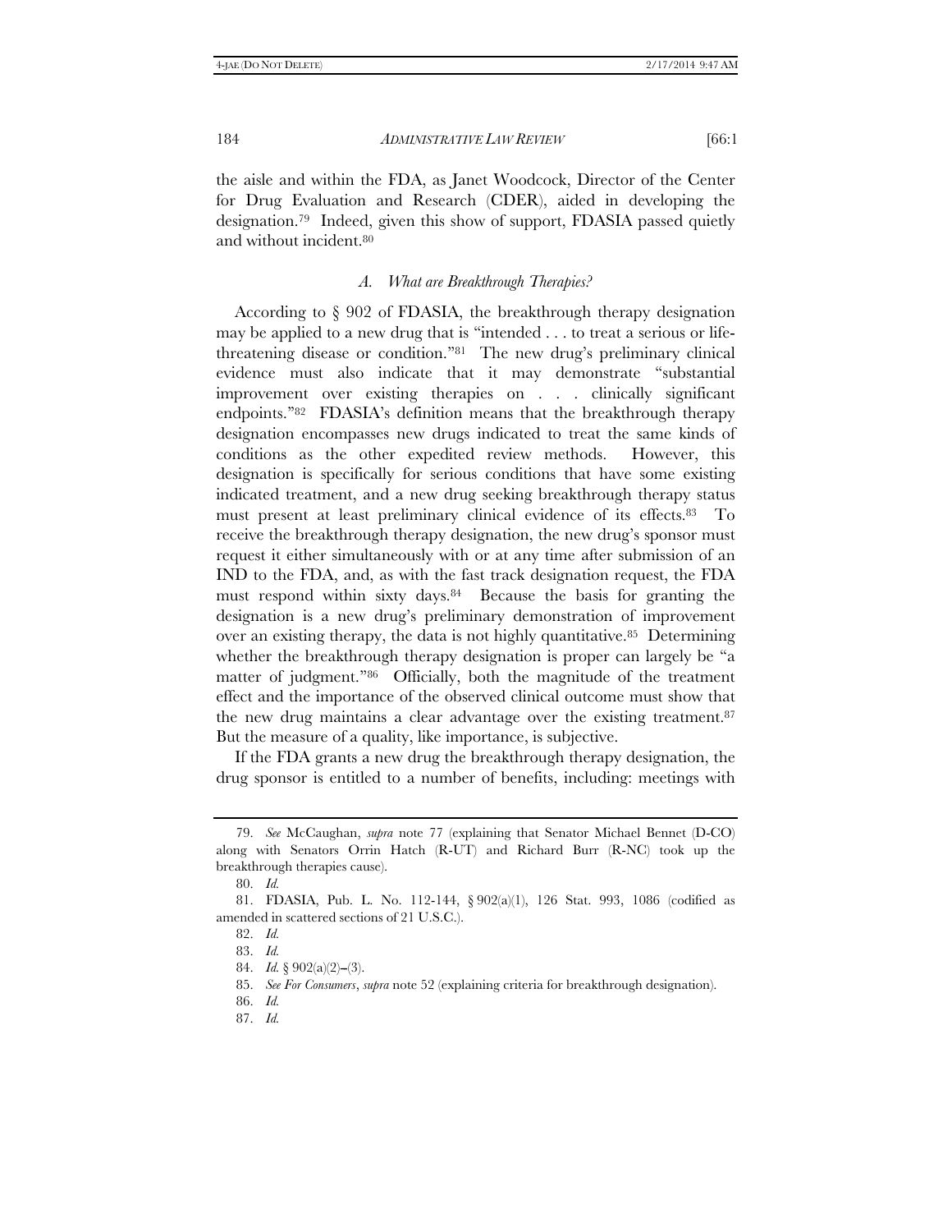the aisle and within the FDA, as Janet Woodcock, Director of the Center for Drug Evaluation and Research (CDER), aided in developing the designation.[79] Indeed, given this show of support, FDASIA passed quietly and without incident.[80]

### *A. What are Breakthrough Therapies?*

According to § 902 of FDASIA, the breakthrough therapy designation may be applied to a new drug that is "intended . . . to treat a serious or life-threatening disease or condition."[81] The new drug's preliminary clinical evidence must also indicate that it may demonstrate "substantial improvement over existing therapies on . . . clinically significant endpoints."[82] FDASIA's definition means that the breakthrough therapy designation encompasses new drugs indicated to treat the same kinds of conditions as the other expedited review methods. However, this designation is specifically for serious conditions that have some existing indicated treatment, and a new drug seeking breakthrough therapy status must present at least preliminary clinical evidence of its effects.[83] To receive the breakthrough therapy designation, the new drug's sponsor must request it either simultaneously with or at any time after submission of an IND to the FDA, and, as with the fast track designation request, the FDA must respond within sixty days.[84] Because the basis for granting the designation is a new drug's preliminary demonstration of improvement over an existing therapy, the data is not highly quantitative.[85] Determining whether the breakthrough therapy designation is proper can largely be "a matter of judgment."[86] Officially, both the magnitude of the treatment effect and the importance of the observed clinical outcome must show that the new drug maintains a clear advantage over the existing treatment.[87] But the measure of a quality, like importance, is subjective.

If the FDA grants a new drug the breakthrough therapy designation, the drug sponsor is entitled to a number of benefits, including: meetings with

---

79. *See* McCaughan, *supra* note 77 (explaining that Senator Michael Bennet (D-CO) along with Senators Orrin Hatch (R-UT) and Richard Burr (R-NC) took up the breakthrough therapies cause).

80. *Id.*

81. FDASIA, Pub. L. No. 112-144, § 902(a)(1), 126 Stat. 993, 1086 (codified as amended in scattered sections of 21 U.S.C.).

82. *Id.*

83. *Id.*

84. *Id.* § 902(a)(2)–(3).

85. *See For Consumers*, *supra* note 52 (explaining criteria for breakthrough designation).

86. *Id.*

87. *Id.*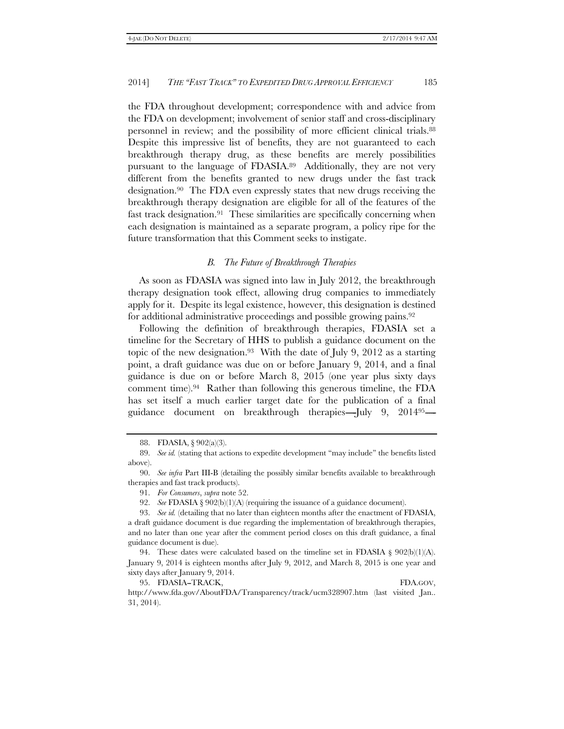the FDA throughout development; correspondence with and advice from the FDA on development; involvement of senior staff and cross-disciplinary personnel in review; and the possibility of more efficient clinical trials.[88] Despite this impressive list of benefits, they are not guaranteed to each breakthrough therapy drug, as these benefits are merely possibilities pursuant to the language of FDASIA.[89] Additionally, they are not very different from the benefits granted to new drugs under the fast track designation.[90] The FDA even expressly states that new drugs receiving the breakthrough therapy designation are eligible for all of the features of the fast track designation.[91] These similarities are specifically concerning when each designation is maintained as a separate program, a policy ripe for the future transformation that this Comment seeks to instigate.

### *B. The Future of Breakthrough Therapies*

As soon as FDASIA was signed into law in July 2012, the breakthrough therapy designation took effect, allowing drug companies to immediately apply for it. Despite its legal existence, however, this designation is destined for additional administrative proceedings and possible growing pains.[92]

Following the definition of breakthrough therapies, FDASIA set a timeline for the Secretary of HHS to publish a guidance document on the topic of the new designation.[93] With the date of July 9, 2012 as a starting point, a draft guidance was due on or before January 9, 2014, and a final guidance is due on or before March 8, 2015 (one year plus sixty days comment time).[94] Rather than following this generous timeline, the FDA has set itself a much earlier target date for the publication of a final guidance document on breakthrough therapies—July 9, 2014[95]—

---

88. FDASIA, § 902(a)(3).

89. *See id.* (stating that actions to expedite development "may include" the benefits listed above).

90. *See infra* Part III-B (detailing the possibly similar benefits available to breakthrough therapies and fast track products).

91. *For Consumers*, *supra* note 52.

92. *See* FDASIA § 902(b)(1)(A) (requiring the issuance of a guidance document).

93. *See id.* (detailing that no later than eighteen months after the enactment of FDASIA, a draft guidance document is due regarding the implementation of breakthrough therapies, and no later than one year after the comment period closes on this draft guidance, a final guidance document is due).

94. These dates were calculated based on the timeline set in FDASIA § 902(b)(1)(A). January 9, 2014 is eighteen months after July 9, 2012, and March 8, 2015 is one year and sixty days after January 9, 2014.

95. FDASIA–TRACK, FDA.GOV, http://www.fda.gov/AboutFDA/Transparency/track/ucm328907.htm (last visited Jan.. 31, 2014).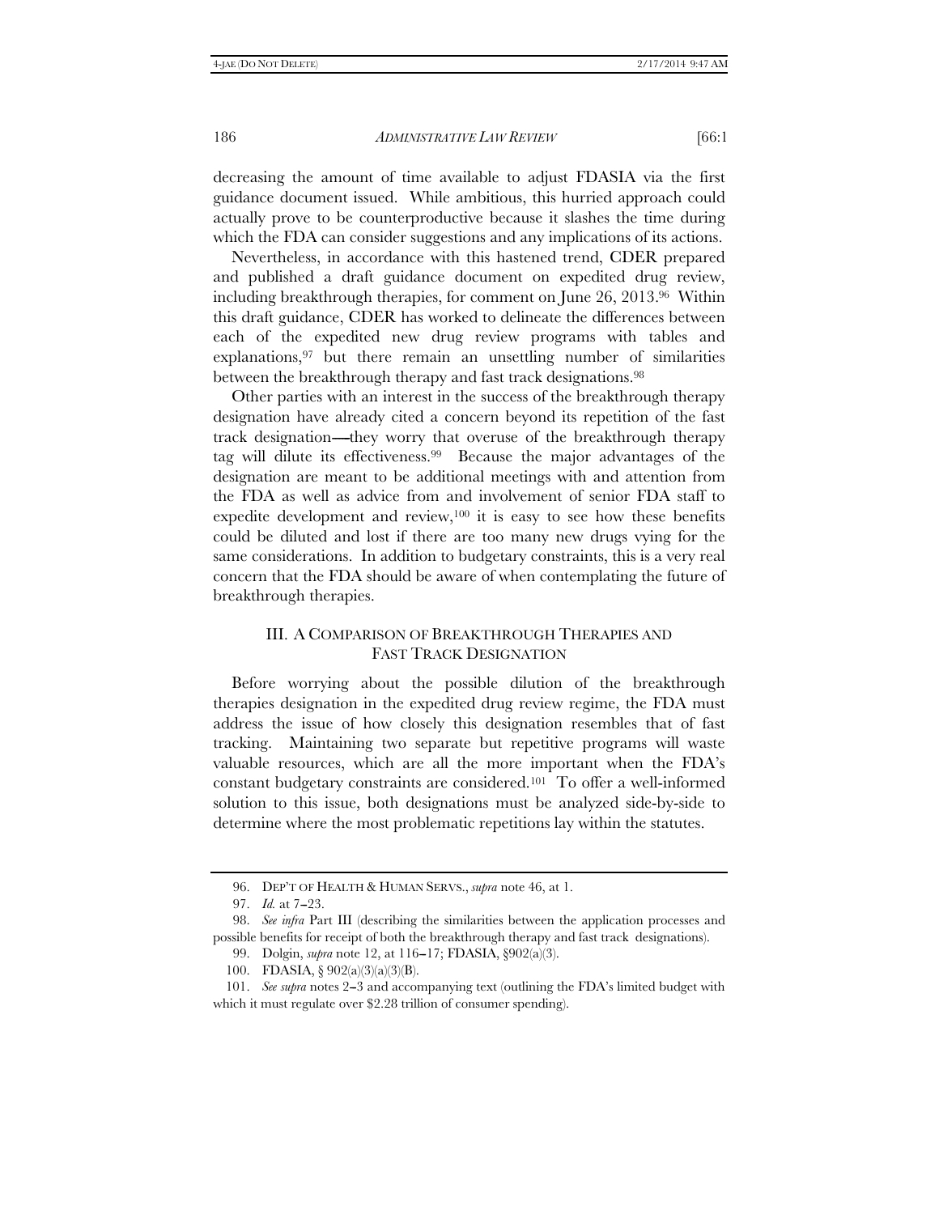decreasing the amount of time available to adjust FDASIA via the first guidance document issued. While ambitious, this hurried approach could actually prove to be counterproductive because it slashes the time during which the FDA can consider suggestions and any implications of its actions.

Nevertheless, in accordance with this hastened trend, CDER prepared and published a draft guidance document on expedited drug review, including breakthrough therapies, for comment on June 26, 2013.[96] Within this draft guidance, CDER has worked to delineate the differences between each of the expedited new drug review programs with tables and explanations,[97] but there remain an unsettling number of similarities between the breakthrough therapy and fast track designations.[98]

Other parties with an interest in the success of the breakthrough therapy designation have already cited a concern beyond its repetition of the fast track designation—they worry that overuse of the breakthrough therapy tag will dilute its effectiveness.[99] Because the major advantages of the designation are meant to be additional meetings with and attention from the FDA as well as advice from and involvement of senior FDA staff to expedite development and review,[100] it is easy to see how these benefits could be diluted and lost if there are too many new drugs vying for the same considerations. In addition to budgetary constraints, this is a very real concern that the FDA should be aware of when contemplating the future of breakthrough therapies.

## III. A COMPARISON OF BREAKTHROUGH THERAPIES AND FAST TRACK DESIGNATION

Before worrying about the possible dilution of the breakthrough therapies designation in the expedited drug review regime, the FDA must address the issue of how closely this designation resembles that of fast tracking. Maintaining two separate but repetitive programs will waste valuable resources, which are all the more important when the FDA's constant budgetary constraints are considered.[101] To offer a well-informed solution to this issue, both designations must be analyzed side-by-side to determine where the most problematic repetitions lay within the statutes.

---

96. DEP'T OF HEALTH & HUMAN SERVS., *supra* note 46, at 1.

97. *Id.* at 7–23.

98. *See infra* Part III (describing the similarities between the application processes and possible benefits for receipt of both the breakthrough therapy and fast track designations).

99. Dolgin, *supra* note 12, at 116–17; FDASIA, §902(a)(3).

100. FDASIA, § 902(a)(3)(a)(3)(B).

101. *See supra* notes 2–3 and accompanying text (outlining the FDA's limited budget with which it must regulate over $2.28 trillion of consumer spending).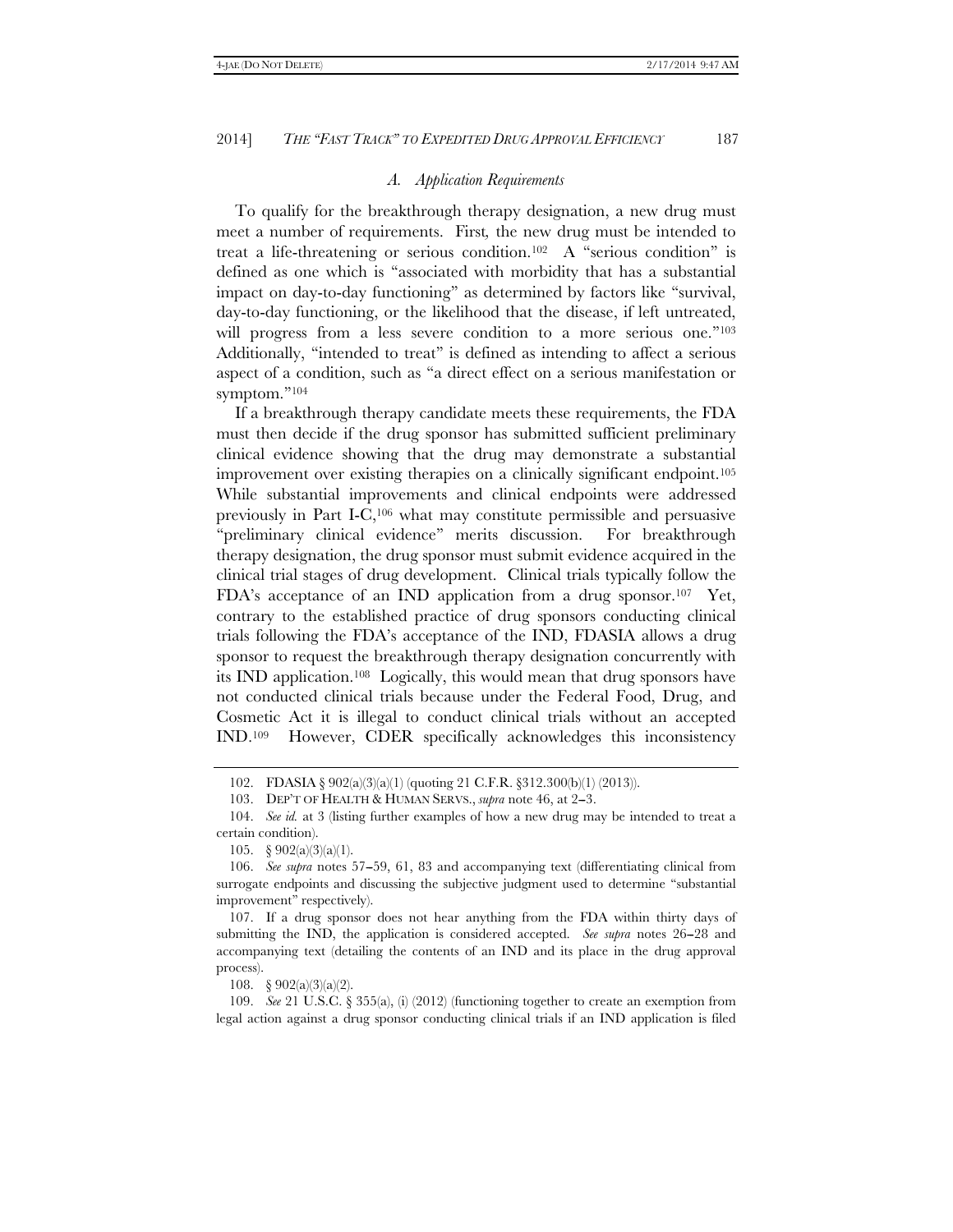### *A. Application Requirements*

To qualify for the breakthrough therapy designation, a new drug must meet a number of requirements. First, the new drug must be intended to treat a life-threatening or serious condition.[102] A "serious condition" is defined as one which is "associated with morbidity that has a substantial impact on day-to-day functioning" as determined by factors like "survival, day-to-day functioning, or the likelihood that the disease, if left untreated, will progress from a less severe condition to a more serious one."[103] Additionally, "intended to treat" is defined as intending to affect a serious aspect of a condition, such as "a direct effect on a serious manifestation or symptom."[104]

If a breakthrough therapy candidate meets these requirements, the FDA must then decide if the drug sponsor has submitted sufficient preliminary clinical evidence showing that the drug may demonstrate a substantial improvement over existing therapies on a clinically significant endpoint.[105] While substantial improvements and clinical endpoints were addressed previously in Part I-C,[106] what may constitute permissible and persuasive "preliminary clinical evidence" merits discussion. For breakthrough therapy designation, the drug sponsor must submit evidence acquired in the clinical trial stages of drug development. Clinical trials typically follow the FDA's acceptance of an IND application from a drug sponsor.[107] Yet, contrary to the established practice of drug sponsors conducting clinical trials following the FDA's acceptance of the IND, FDASIA allows a drug sponsor to request the breakthrough therapy designation concurrently with its IND application.[108] Logically, this would mean that drug sponsors have not conducted clinical trials because under the Federal Food, Drug, and Cosmetic Act it is illegal to conduct clinical trials without an accepted IND.[109] However, CDER specifically acknowledges this inconsistency

---

102. FDASIA § 902(a)(3)(a)(1) (quoting 21 C.F.R. §312.300(b)(1) (2013)).

103. DEP'T OF HEALTH & HUMAN SERVS., *supra* note 46, at 2–3.

104. *See id.* at 3 (listing further examples of how a new drug may be intended to treat a certain condition).

105. § 902(a)(3)(a)(1).

106. *See supra* notes 57–59, 61, 83 and accompanying text (differentiating clinical from surrogate endpoints and discussing the subjective judgment used to determine "substantial improvement" respectively).

107. If a drug sponsor does not hear anything from the FDA within thirty days of submitting the IND, the application is considered accepted. *See supra* notes 26–28 and accompanying text (detailing the contents of an IND and its place in the drug approval process).

108. § 902(a)(3)(a)(2).

109. *See* 21 U.S.C. § 355(a), (i) (2012) (functioning together to create an exemption from legal action against a drug sponsor conducting clinical trials if an IND application is filed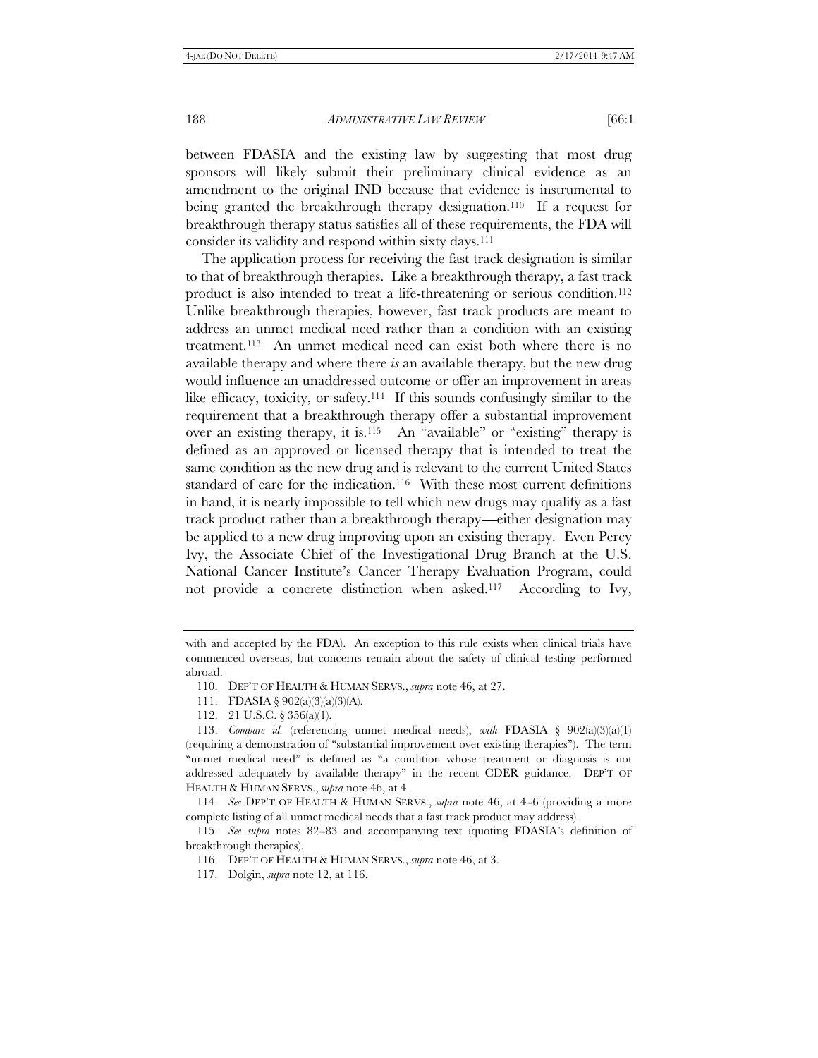between FDASIA and the existing law by suggesting that most drug sponsors will likely submit their preliminary clinical evidence as an amendment to the original IND because that evidence is instrumental to being granted the breakthrough therapy designation.[110] If a request for breakthrough therapy status satisfies all of these requirements, the FDA will consider its validity and respond within sixty days.[111]

The application process for receiving the fast track designation is similar to that of breakthrough therapies. Like a breakthrough therapy, a fast track product is also intended to treat a life-threatening or serious condition.[112] Unlike breakthrough therapies, however, fast track products are meant to address an unmet medical need rather than a condition with an existing treatment.[113] An unmet medical need can exist both where there is no available therapy and where there *is* an available therapy, but the new drug would influence an unaddressed outcome or offer an improvement in areas like efficacy, toxicity, or safety.[114] If this sounds confusingly similar to the requirement that a breakthrough therapy offer a substantial improvement over an existing therapy, it is.[115] An "available" or "existing" therapy is defined as an approved or licensed therapy that is intended to treat the same condition as the new drug and is relevant to the current United States standard of care for the indication.[116] With these most current definitions in hand, it is nearly impossible to tell which new drugs may qualify as a fast track product rather than a breakthrough therapy—either designation may be applied to a new drug improving upon an existing therapy. Even Percy Ivy, the Associate Chief of the Investigational Drug Branch at the U.S. National Cancer Institute's Cancer Therapy Evaluation Program, could not provide a concrete distinction when asked.[117] According to Ivy,

---

with and accepted by the FDA). An exception to this rule exists when clinical trials have commenced overseas, but concerns remain about the safety of clinical testing performed abroad.

110. DEP'T OF HEALTH & HUMAN SERVS., *supra* note 46, at 27.

111. FDASIA § 902(a)(3)(a)(3)(A).

112. 21 U.S.C. § 356(a)(1).

113. *Compare id.* (referencing unmet medical needs), *with* FDASIA § 902(a)(3)(a)(1) (requiring a demonstration of "substantial improvement over existing therapies"). The term "unmet medical need" is defined as "a condition whose treatment or diagnosis is not addressed adequately by available therapy" in the recent CDER guidance. DEP'T OF HEALTH & HUMAN SERVS., *supra* note 46, at 4.

114. *See* DEP'T OF HEALTH & HUMAN SERVS., *supra* note 46, at 4–6 (providing a more complete listing of all unmet medical needs that a fast track product may address).

115. *See supra* notes 82–83 and accompanying text (quoting FDASIA's definition of breakthrough therapies).

116. DEP'T OF HEALTH & HUMAN SERVS., *supra* note 46, at 3.

117. Dolgin, *supra* note 12, at 116.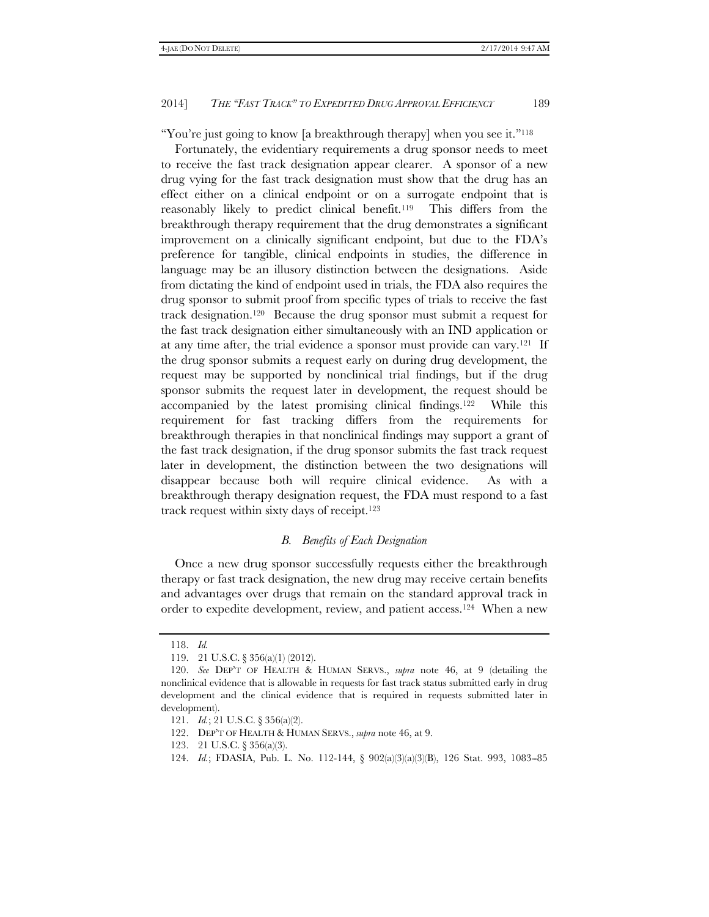"You're just going to know [a breakthrough therapy] when you see it."[118]

Fortunately, the evidentiary requirements a drug sponsor needs to meet to receive the fast track designation appear clearer. A sponsor of a new drug vying for the fast track designation must show that the drug has an effect either on a clinical endpoint or on a surrogate endpoint that is reasonably likely to predict clinical benefit.[119] This differs from the breakthrough therapy requirement that the drug demonstrates a significant improvement on a clinically significant endpoint, but due to the FDA's preference for tangible, clinical endpoints in studies, the difference in language may be an illusory distinction between the designations. Aside from dictating the kind of endpoint used in trials, the FDA also requires the drug sponsor to submit proof from specific types of trials to receive the fast track designation.[120] Because the drug sponsor must submit a request for the fast track designation either simultaneously with an IND application or at any time after, the trial evidence a sponsor must provide can vary.[121] If the drug sponsor submits a request early on during drug development, the request may be supported by nonclinical trial findings, but if the drug sponsor submits the request later in development, the request should be accompanied by the latest promising clinical findings.[122] While this requirement for fast tracking differs from the requirements for breakthrough therapies in that nonclinical findings may support a grant of the fast track designation, if the drug sponsor submits the fast track request later in development, the distinction between the two designations will disappear because both will require clinical evidence. As with a breakthrough therapy designation request, the FDA must respond to a fast track request within sixty days of receipt.[123]

### *B. Benefits of Each Designation*

Once a new drug sponsor successfully requests either the breakthrough therapy or fast track designation, the new drug may receive certain benefits and advantages over drugs that remain on the standard approval track in order to expedite development, review, and patient access.[124] When a new

---

118. *Id.*

119. 21 U.S.C. § 356(a)(1) (2012).

120. *See* DEP'T OF HEALTH & HUMAN SERVS., *supra* note 46, at 9 (detailing the nonclinical evidence that is allowable in requests for fast track status submitted early in drug development and the clinical evidence that is required in requests submitted later in development).

121. *Id.*; 21 U.S.C. § 356(a)(2).

122. DEP'T OF HEALTH & HUMAN SERVS., *supra* note 46, at 9.

123. 21 U.S.C. § 356(a)(3).

124. *Id.*; FDASIA, Pub. L. No. 112-144, § 902(a)(3)(a)(3)(B), 126 Stat. 993, 1083–85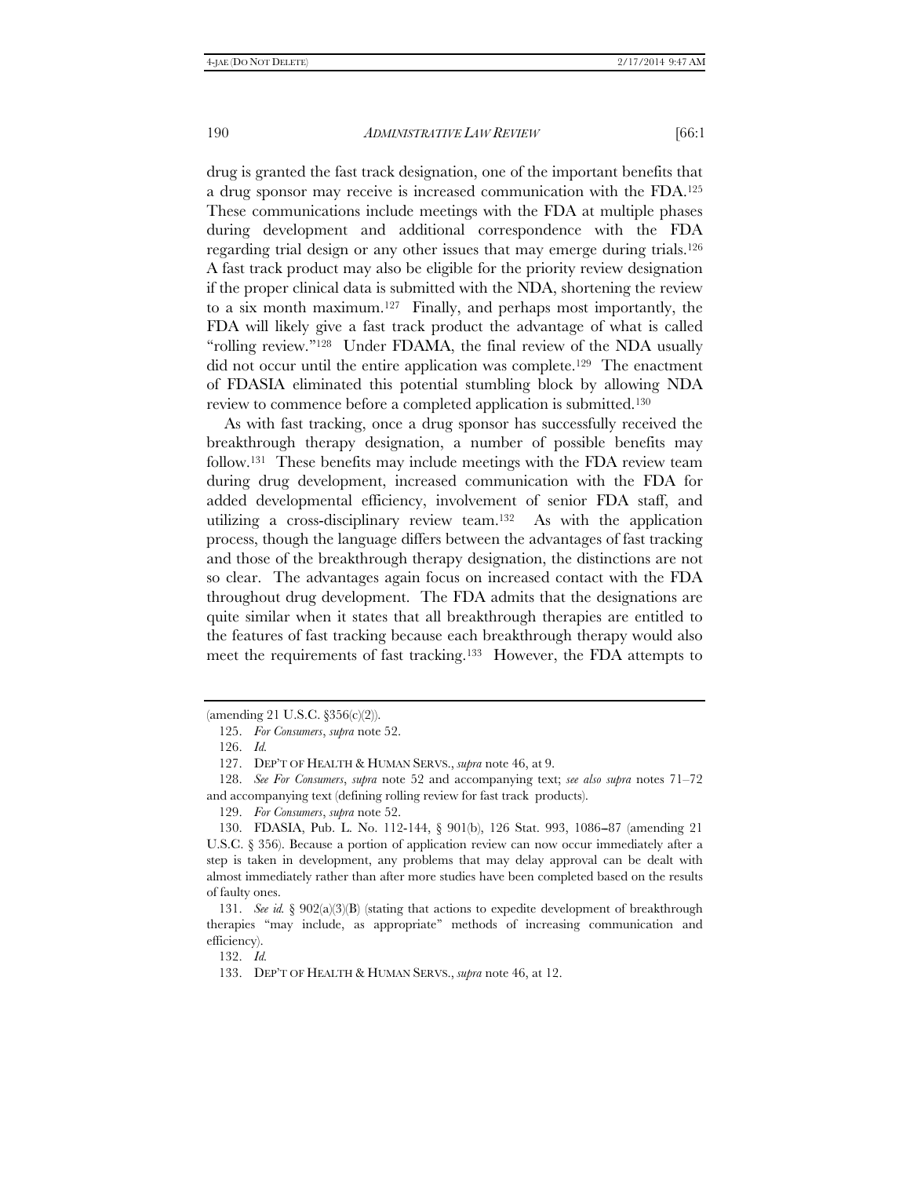drug is granted the fast track designation, one of the important benefits that a drug sponsor may receive is increased communication with the FDA.[125] These communications include meetings with the FDA at multiple phases during development and additional correspondence with the FDA regarding trial design or any other issues that may emerge during trials.[126] A fast track product may also be eligible for the priority review designation if the proper clinical data is submitted with the NDA, shortening the review to a six month maximum.[127] Finally, and perhaps most importantly, the FDA will likely give a fast track product the advantage of what is called "rolling review."[128] Under FDAMA, the final review of the NDA usually did not occur until the entire application was complete.[129] The enactment of FDASIA eliminated this potential stumbling block by allowing NDA review to commence before a completed application is submitted.[130]

As with fast tracking, once a drug sponsor has successfully received the breakthrough therapy designation, a number of possible benefits may follow.[131] These benefits may include meetings with the FDA review team during drug development, increased communication with the FDA for added developmental efficiency, involvement of senior FDA staff, and utilizing a cross-disciplinary review team.[132] As with the application process, though the language differs between the advantages of fast tracking and those of the breakthrough therapy designation, the distinctions are not so clear. The advantages again focus on increased contact with the FDA throughout drug development. The FDA admits that the designations are quite similar when it states that all breakthrough therapies are entitled to the features of fast tracking because each breakthrough therapy would also meet the requirements of fast tracking.[133] However, the FDA attempts to

---

(amending 21 U.S.C. §356(c)(2)).

125. *For Consumers*, *supra* note 52.

126. *Id.*

127. DEP'T OF HEALTH & HUMAN SERVS., *supra* note 46, at 9.

128. *See For Consumers*, *supra* note 52 and accompanying text; *see also supra* notes 71–72 and accompanying text (defining rolling review for fast track products).

129. *For Consumers*, *supra* note 52.

130. FDASIA, Pub. L. No. 112-144, § 901(b), 126 Stat. 993, 1086–87 (amending 21 U.S.C. § 356). Because a portion of application review can now occur immediately after a step is taken in development, any problems that may delay approval can be dealt with almost immediately rather than after more studies have been completed based on the results of faulty ones.

131. *See id.* § 902(a)(3)(B) (stating that actions to expedite development of breakthrough therapies "may include, as appropriate" methods of increasing communication and efficiency).

132. *Id.*

133. DEP'T OF HEALTH & HUMAN SERVS., *supra* note 46, at 12.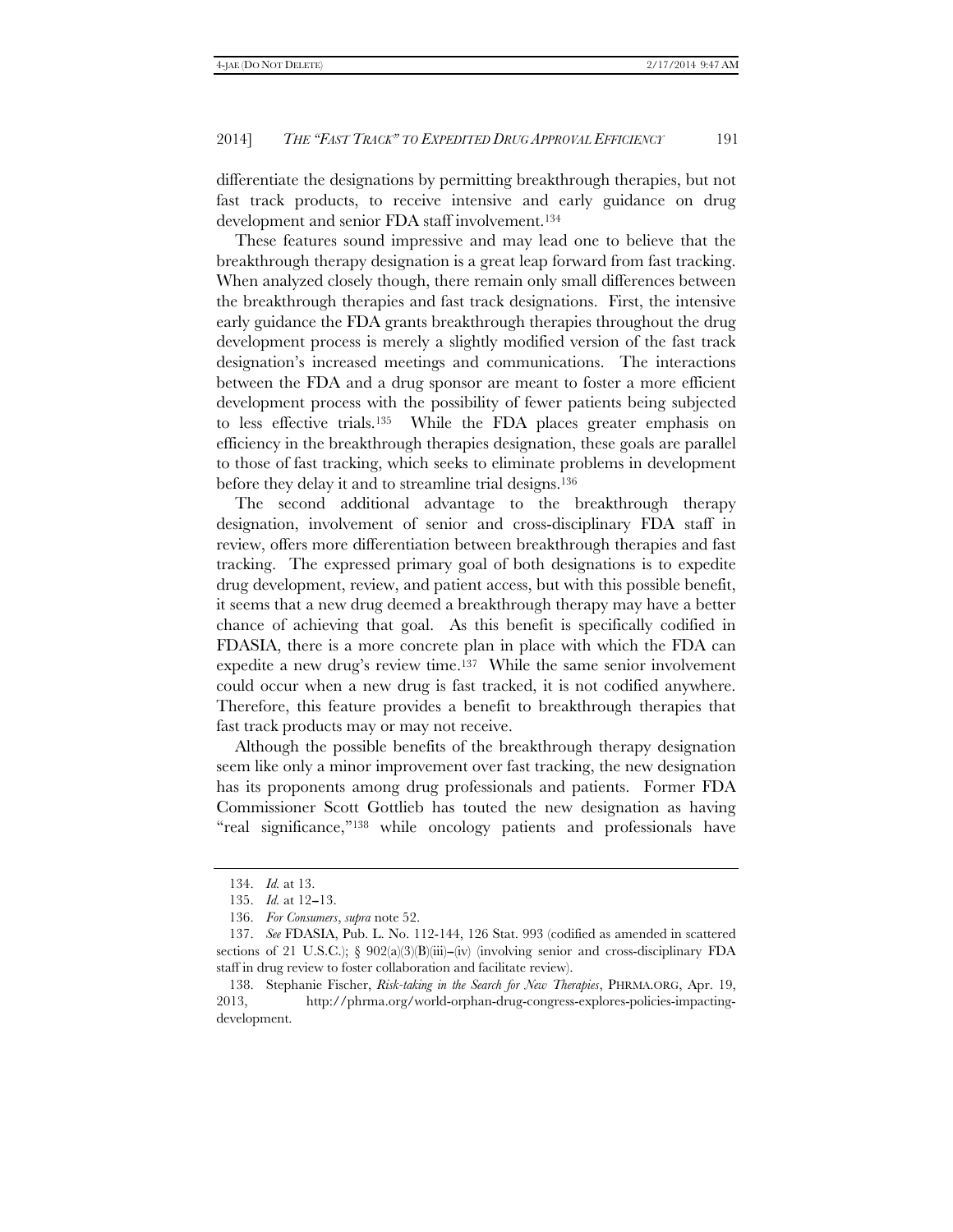differentiate the designations by permitting breakthrough therapies, but not fast track products, to receive intensive and early guidance on drug development and senior FDA staff involvement.[134]

These features sound impressive and may lead one to believe that the breakthrough therapy designation is a great leap forward from fast tracking. When analyzed closely though, there remain only small differences between the breakthrough therapies and fast track designations. First, the intensive early guidance the FDA grants breakthrough therapies throughout the drug development process is merely a slightly modified version of the fast track designation's increased meetings and communications. The interactions between the FDA and a drug sponsor are meant to foster a more efficient development process with the possibility of fewer patients being subjected to less effective trials.[135] While the FDA places greater emphasis on efficiency in the breakthrough therapies designation, these goals are parallel to those of fast tracking, which seeks to eliminate problems in development before they delay it and to streamline trial designs.[136]

The second additional advantage to the breakthrough therapy designation, involvement of senior and cross-disciplinary FDA staff in review, offers more differentiation between breakthrough therapies and fast tracking. The expressed primary goal of both designations is to expedite drug development, review, and patient access, but with this possible benefit, it seems that a new drug deemed a breakthrough therapy may have a better chance of achieving that goal. As this benefit is specifically codified in FDASIA, there is a more concrete plan in place with which the FDA can expedite a new drug's review time.[137] While the same senior involvement could occur when a new drug is fast tracked, it is not codified anywhere. Therefore, this feature provides a benefit to breakthrough therapies that fast track products may or may not receive.

Although the possible benefits of the breakthrough therapy designation seem like only a minor improvement over fast tracking, the new designation has its proponents among drug professionals and patients. Former FDA Commissioner Scott Gottlieb has touted the new designation as having "real significance,"[138] while oncology patients and professionals have

---

134. *Id.* at 13.

135. *Id.* at 12–13.

136. *For Consumers*, *supra* note 52.

137. *See* FDASIA, Pub. L. No. 112-144, 126 Stat. 993 (codified as amended in scattered sections of 21 U.S.C.); § 902(a)(3)(B)(iii)–(iv) (involving senior and cross-disciplinary FDA staff in drug review to foster collaboration and facilitate review).

138. Stephanie Fischer, *Risk-taking in the Search for New Therapies*, PHRMA.ORG, Apr. 19, 2013, http://phrma.org/world-orphan-drug-congress-explores-policies-impacting-development.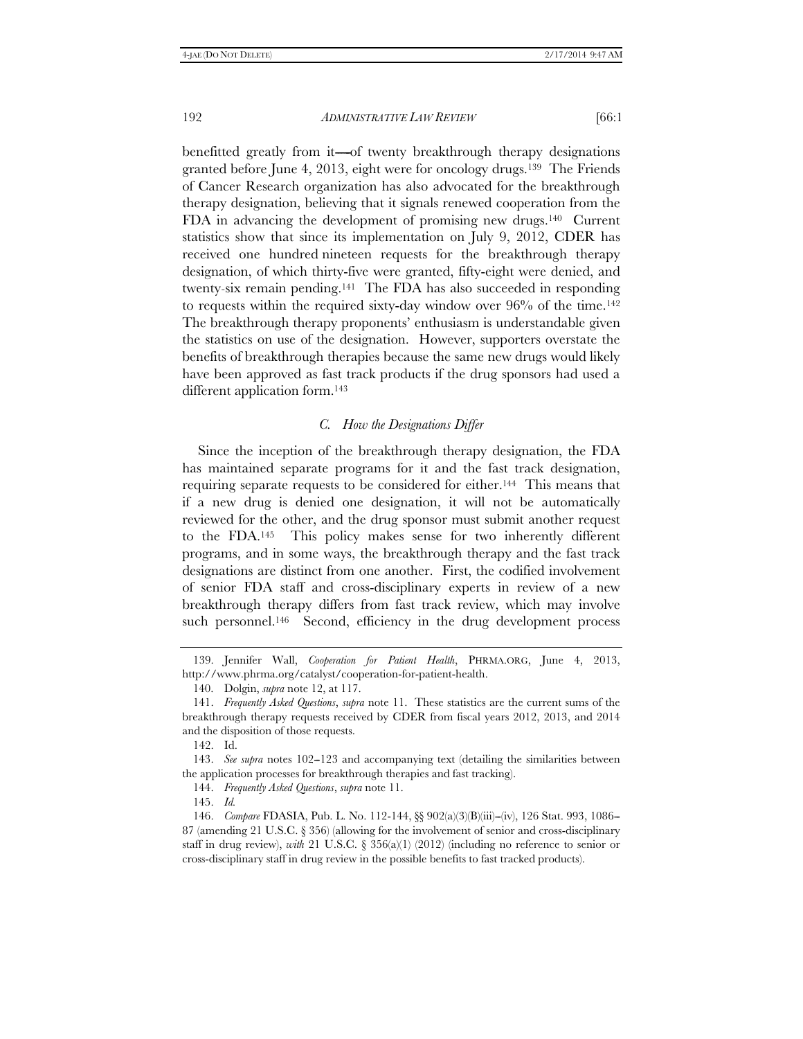benefitted greatly from it—of twenty breakthrough therapy designations granted before June 4, 2013, eight were for oncology drugs.[139] The Friends of Cancer Research organization has also advocated for the breakthrough therapy designation, believing that it signals renewed cooperation from the FDA in advancing the development of promising new drugs.[140] Current statistics show that since its implementation on July 9, 2012, CDER has received one hundred nineteen requests for the breakthrough therapy designation, of which thirty-five were granted, fifty-eight were denied, and twenty-six remain pending.[141] The FDA has also succeeded in responding to requests within the required sixty-day window over 96% of the time.[142] The breakthrough therapy proponents' enthusiasm is understandable given the statistics on use of the designation. However, supporters overstate the benefits of breakthrough therapies because the same new drugs would likely have been approved as fast track products if the drug sponsors had used a different application form.[143]

### *C. How the Designations Differ*

Since the inception of the breakthrough therapy designation, the FDA has maintained separate programs for it and the fast track designation, requiring separate requests to be considered for either.[144] This means that if a new drug is denied one designation, it will not be automatically reviewed for the other, and the drug sponsor must submit another request to the FDA.[145] This policy makes sense for two inherently different programs, and in some ways, the breakthrough therapy and the fast track designations are distinct from one another. First, the codified involvement of senior FDA staff and cross-disciplinary experts in review of a new breakthrough therapy differs from fast track review, which may involve such personnel.[146] Second, efficiency in the drug development process

---

139. Jennifer Wall, *Cooperation for Patient Health*, PHRMA.ORG, June 4, 2013, http://www.phrma.org/catalyst/cooperation-for-patient-health.

140. Dolgin, *supra* note 12, at 117.

141. *Frequently Asked Questions*, *supra* note 11. These statistics are the current sums of the breakthrough therapy requests received by CDER from fiscal years 2012, 2013, and 2014 and the disposition of those requests.

142. Id.

143. *See supra* notes 102–123 and accompanying text (detailing the similarities between the application processes for breakthrough therapies and fast tracking).

144. *Frequently Asked Questions*, *supra* note 11.

145. *Id.*

146. *Compare* FDASIA, Pub. L. No. 112-144, §§ 902(a)(3)(B)(iii)–(iv), 126 Stat. 993, 1086–87 (amending 21 U.S.C. § 356) (allowing for the involvement of senior and cross-disciplinary staff in drug review), *with* 21 U.S.C. § 356(a)(1) (2012) (including no reference to senior or cross-disciplinary staff in drug review in the possible benefits to fast tracked products).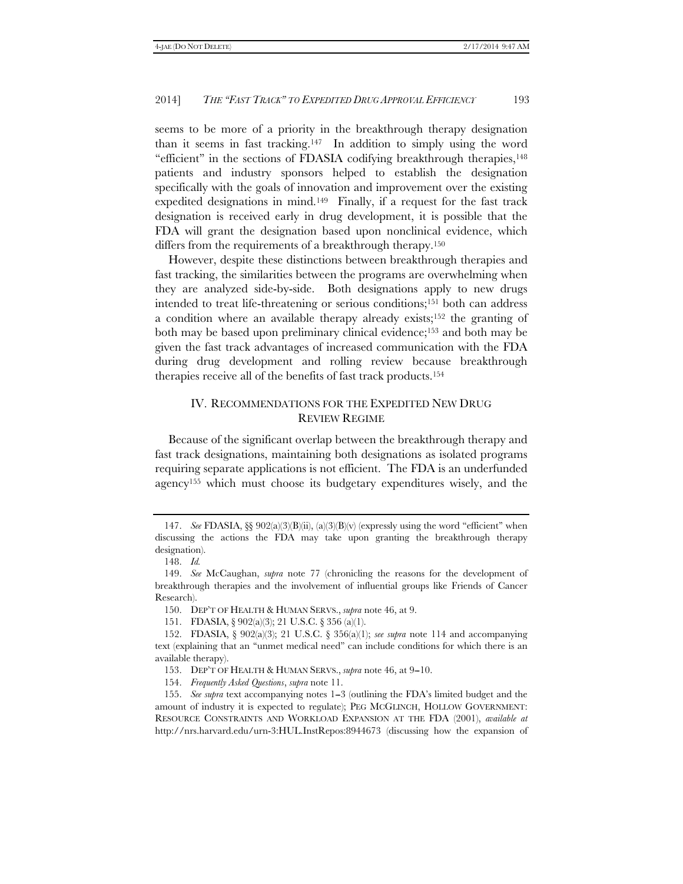seems to be more of a priority in the breakthrough therapy designation than it seems in fast tracking.[147] In addition to simply using the word "efficient" in the sections of FDASIA codifying breakthrough therapies,[148] patients and industry sponsors helped to establish the designation specifically with the goals of innovation and improvement over the existing expedited designations in mind.[149] Finally, if a request for the fast track designation is received early in drug development, it is possible that the FDA will grant the designation based upon nonclinical evidence, which differs from the requirements of a breakthrough therapy.[150]

However, despite these distinctions between breakthrough therapies and fast tracking, the similarities between the programs are overwhelming when they are analyzed side-by-side. Both designations apply to new drugs intended to treat life-threatening or serious conditions;[151] both can address a condition where an available therapy already exists;[152] the granting of both may be based upon preliminary clinical evidence;[153] and both may be given the fast track advantages of increased communication with the FDA during drug development and rolling review because breakthrough therapies receive all of the benefits of fast track products.[154]

## IV. RECOMMENDATIONS FOR THE EXPEDITED NEW DRUG REVIEW REGIME

Because of the significant overlap between the breakthrough therapy and fast track designations, maintaining both designations as isolated programs requiring separate applications is not efficient. The FDA is an underfunded agency[155] which must choose its budgetary expenditures wisely, and the

---

147. *See* FDASIA, §§ 902(a)(3)(B)(ii), (a)(3)(B)(v) (expressly using the word "efficient" when discussing the actions the FDA may take upon granting the breakthrough therapy designation).

148. *Id.*

149. *See* McCaughan, *supra* note 77 (chronicling the reasons for the development of breakthrough therapies and the involvement of influential groups like Friends of Cancer Research).

150. DEP'T OF HEALTH & HUMAN SERVS., *supra* note 46, at 9.

151. FDASIA, § 902(a)(3); 21 U.S.C. § 356 (a)(1).

152. FDASIA, § 902(a)(3); 21 U.S.C. § 356(a)(1); *see supra* note 114 and accompanying text (explaining that an "unmet medical need" can include conditions for which there is an available therapy).

153. DEP'T OF HEALTH & HUMAN SERVS., *supra* note 46, at 9–10.

154. *Frequently Asked Questions*, *supra* note 11.

155. *See supra* text accompanying notes 1–3 (outlining the FDA's limited budget and the amount of industry it is expected to regulate); PEG MCGLINCH, HOLLOW GOVERNMENT: RESOURCE CONSTRAINTS AND WORKLOAD EXPANSION AT THE FDA (2001), *available at* http://nrs.harvard.edu/urn-3:HUL.InstRepos:8944673 (discussing how the expansion of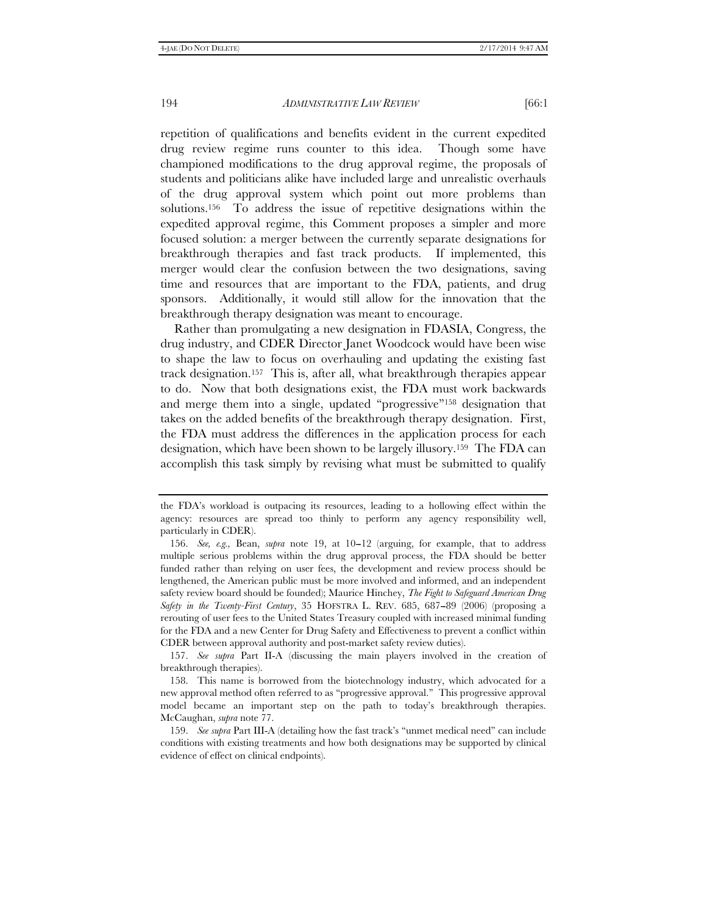repetition of qualifications and benefits evident in the current expedited drug review regime runs counter to this idea. Though some have championed modifications to the drug approval regime, the proposals of students and politicians alike have included large and unrealistic overhauls of the drug approval system which point out more problems than solutions.[156] To address the issue of repetitive designations within the expedited approval regime, this Comment proposes a simpler and more focused solution: a merger between the currently separate designations for breakthrough therapies and fast track products. If implemented, this merger would clear the confusion between the two designations, saving time and resources that are important to the FDA, patients, and drug sponsors. Additionally, it would still allow for the innovation that the breakthrough therapy designation was meant to encourage.

Rather than promulgating a new designation in FDASIA, Congress, the drug industry, and CDER Director Janet Woodcock would have been wise to shape the law to focus on overhauling and updating the existing fast track designation.[157] This is, after all, what breakthrough therapies appear to do. Now that both designations exist, the FDA must work backwards and merge them into a single, updated "progressive"[158] designation that takes on the added benefits of the breakthrough therapy designation. First, the FDA must address the differences in the application process for each designation, which have been shown to be largely illusory.[159] The FDA can accomplish this task simply by revising what must be submitted to qualify

---

the FDA's workload is outpacing its resources, leading to a hollowing effect within the agency: resources are spread too thinly to perform any agency responsibility well, particularly in CDER).

156. *See, e.g.*, Bean, *supra* note 19, at 10–12 (arguing, for example, that to address multiple serious problems within the drug approval process, the FDA should be better funded rather than relying on user fees, the development and review process should be lengthened, the American public must be more involved and informed, and an independent safety review board should be founded); Maurice Hinchey, *The Fight to Safeguard American Drug Safety in the Twenty-First Century*, 35 HOFSTRA L. REV. 685, 687–89 (2006) (proposing a rerouting of user fees to the United States Treasury coupled with increased minimal funding for the FDA and a new Center for Drug Safety and Effectiveness to prevent a conflict within CDER between approval authority and post-market safety review duties).

157. *See supra* Part II-A (discussing the main players involved in the creation of breakthrough therapies).

158. This name is borrowed from the biotechnology industry, which advocated for a new approval method often referred to as "progressive approval." This progressive approval model became an important step on the path to today's breakthrough therapies. McCaughan, *supra* note 77.

159. *See supra* Part III-A (detailing how the fast track's "unmet medical need" can include conditions with existing treatments and how both designations may be supported by clinical evidence of effect on clinical endpoints).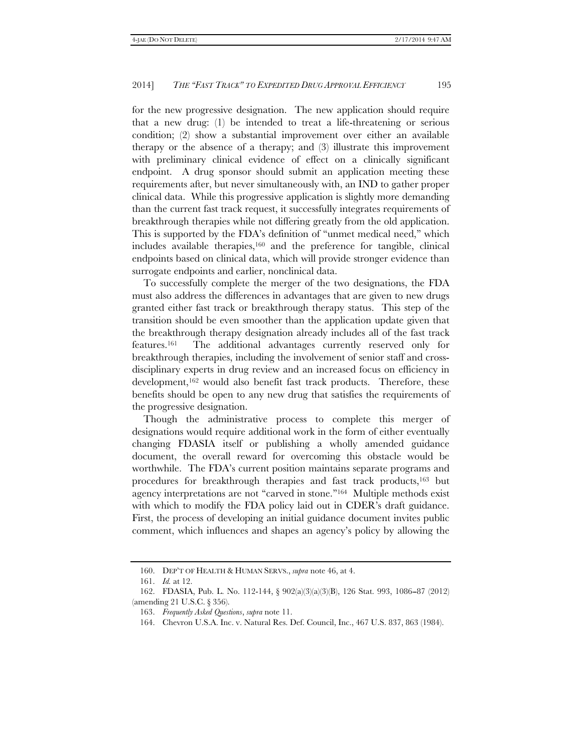for the new progressive designation. The new application should require that a new drug: (1) be intended to treat a life-threatening or serious condition; (2) show a substantial improvement over either an available therapy or the absence of a therapy; and (3) illustrate this improvement with preliminary clinical evidence of effect on a clinically significant endpoint. A drug sponsor should submit an application meeting these requirements after, but never simultaneously with, an IND to gather proper clinical data. While this progressive application is slightly more demanding than the current fast track request, it successfully integrates requirements of breakthrough therapies while not differing greatly from the old application. This is supported by the FDA's definition of "unmet medical need," which includes available therapies,[160] and the preference for tangible, clinical endpoints based on clinical data, which will provide stronger evidence than surrogate endpoints and earlier, nonclinical data.

To successfully complete the merger of the two designations, the FDA must also address the differences in advantages that are given to new drugs granted either fast track or breakthrough therapy status. This step of the transition should be even smoother than the application update given that the breakthrough therapy designation already includes all of the fast track features.[161] The additional advantages currently reserved only for breakthrough therapies, including the involvement of senior staff and cross-disciplinary experts in drug review and an increased focus on efficiency in development,[162] would also benefit fast track products. Therefore, these benefits should be open to any new drug that satisfies the requirements of the progressive designation.

Though the administrative process to complete this merger of designations would require additional work in the form of either eventually changing FDASIA itself or publishing a wholly amended guidance document, the overall reward for overcoming this obstacle would be worthwhile. The FDA's current position maintains separate programs and procedures for breakthrough therapies and fast track products,[163] but agency interpretations are not "carved in stone."[164] Multiple methods exist with which to modify the FDA policy laid out in CDER's draft guidance. First, the process of developing an initial guidance document invites public comment, which influences and shapes an agency's policy by allowing the

---

160. DEP'T OF HEALTH & HUMAN SERVS., *supra* note 46, at 4.

161. *Id.* at 12.

162. FDASIA, Pub. L. No. 112-144, § 902(a)(3)(a)(3)(B), 126 Stat. 993, 1086–87 (2012) (amending 21 U.S.C. § 356).

163. *Frequently Asked Questions*, *supra* note 11.

164. Chevron U.S.A. Inc. v. Natural Res. Def. Council, Inc., 467 U.S. 837, 863 (1984).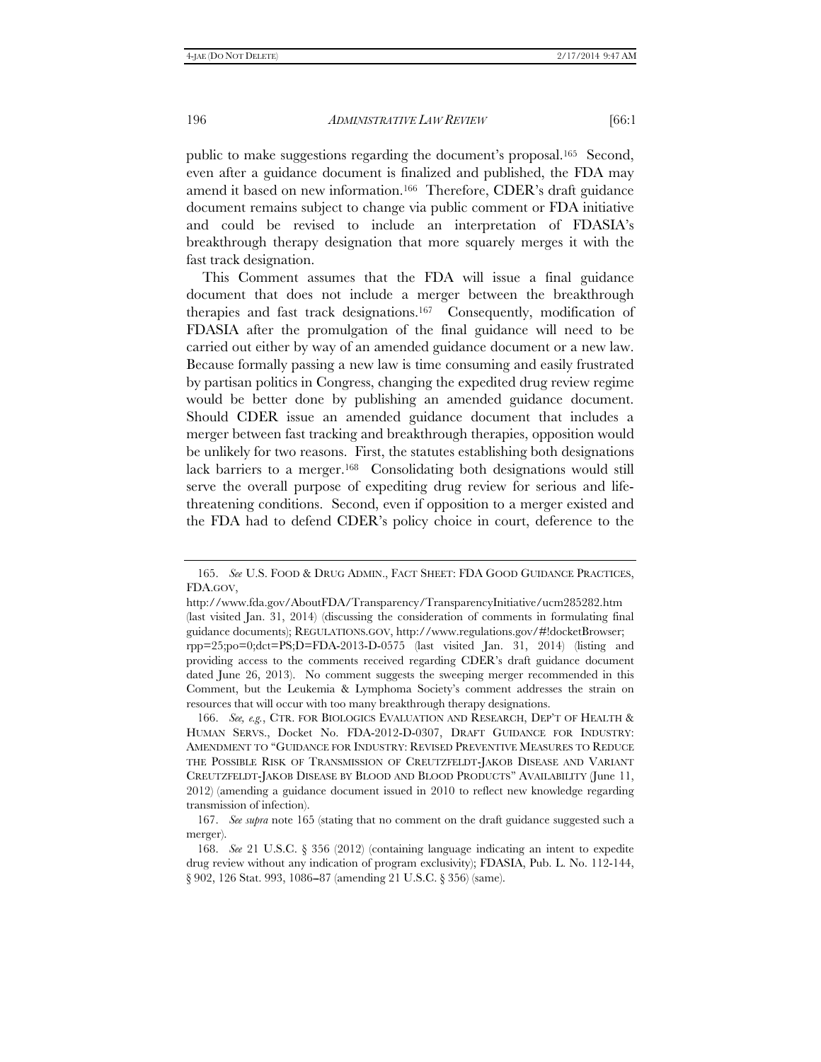public to make suggestions regarding the document's proposal.[165] Second, even after a guidance document is finalized and published, the FDA may amend it based on new information.[166] Therefore, CDER's draft guidance document remains subject to change via public comment or FDA initiative and could be revised to include an interpretation of FDASIA's breakthrough therapy designation that more squarely merges it with the fast track designation.

This Comment assumes that the FDA will issue a final guidance document that does not include a merger between the breakthrough therapies and fast track designations.[167] Consequently, modification of FDASIA after the promulgation of the final guidance will need to be carried out either by way of an amended guidance document or a new law. Because formally passing a new law is time consuming and easily frustrated by partisan politics in Congress, changing the expedited drug review regime would be better done by publishing an amended guidance document. Should CDER issue an amended guidance document that includes a merger between fast tracking and breakthrough therapies, opposition would be unlikely for two reasons. First, the statutes establishing both designations lack barriers to a merger.[168] Consolidating both designations would still serve the overall purpose of expediting drug review for serious and life-threatening conditions. Second, even if opposition to a merger existed and the FDA had to defend CDER's policy choice in court, deference to the

---

165. *See* U.S. FOOD & DRUG ADMIN., FACT SHEET: FDA GOOD GUIDANCE PRACTICES, FDA.GOV, http://www.fda.gov/AboutFDA/Transparency/TransparencyInitiative/ucm285282.htm (last visited Jan. 31, 2014) (discussing the consideration of comments in formulating final guidance documents); REGULATIONS.GOV, http://www.regulations.gov/#!docketBrowser;rpp=25;po=0;dct=PS;D=FDA-2013-D-0575 (last visited Jan. 31, 2014) (listing and providing access to the comments received regarding CDER's draft guidance document dated June 26, 2013). No comment suggests the sweeping merger recommended in this Comment, but the Leukemia & Lymphoma Society's comment addresses the strain on resources that will occur with too many breakthrough therapy designations.

166. *See, e.g.*, CTR. FOR BIOLOGICS EVALUATION AND RESEARCH, DEP'T OF HEALTH & HUMAN SERVS., Docket No. FDA-2012-D-0307, DRAFT GUIDANCE FOR INDUSTRY: AMENDMENT TO "GUIDANCE FOR INDUSTRY: REVISED PREVENTIVE MEASURES TO REDUCE THE POSSIBLE RISK OF TRANSMISSION OF CREUTZFELDT-JAKOB DISEASE AND VARIANT CREUTZFELDT-JAKOB DISEASE BY BLOOD AND BLOOD PRODUCTS" AVAILABILITY (June 11, 2012) (amending a guidance document issued in 2010 to reflect new knowledge regarding transmission of infection).

167. *See supra* note 165 (stating that no comment on the draft guidance suggested such a merger).

168. *See* 21 U.S.C. § 356 (2012) (containing language indicating an intent to expedite drug review without any indication of program exclusivity); FDASIA, Pub. L. No. 112-144, § 902, 126 Stat. 993, 1086–87 (amending 21 U.S.C. § 356) (same).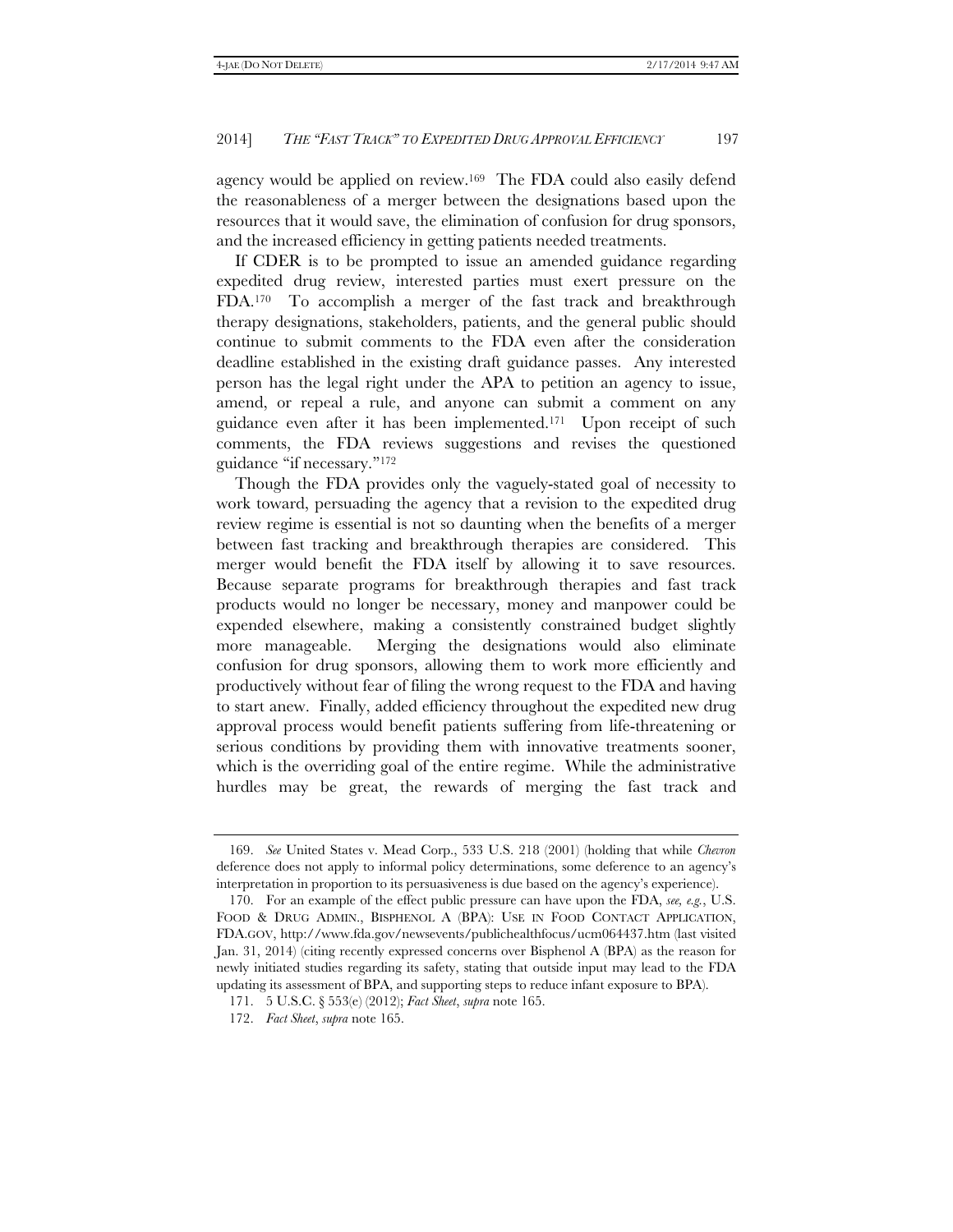agency would be applied on review.[169] The FDA could also easily defend the reasonableness of a merger between the designations based upon the resources that it would save, the elimination of confusion for drug sponsors, and the increased efficiency in getting patients needed treatments.

If CDER is to be prompted to issue an amended guidance regarding expedited drug review, interested parties must exert pressure on the FDA.[170] To accomplish a merger of the fast track and breakthrough therapy designations, stakeholders, patients, and the general public should continue to submit comments to the FDA even after the consideration deadline established in the existing draft guidance passes. Any interested person has the legal right under the APA to petition an agency to issue, amend, or repeal a rule, and anyone can submit a comment on any guidance even after it has been implemented.[171] Upon receipt of such comments, the FDA reviews suggestions and revises the questioned guidance "if necessary."[172]

Though the FDA provides only the vaguely-stated goal of necessity to work toward, persuading the agency that a revision to the expedited drug review regime is essential is not so daunting when the benefits of a merger between fast tracking and breakthrough therapies are considered. This merger would benefit the FDA itself by allowing it to save resources. Because separate programs for breakthrough therapies and fast track products would no longer be necessary, money and manpower could be expended elsewhere, making a consistently constrained budget slightly more manageable. Merging the designations would also eliminate confusion for drug sponsors, allowing them to work more efficiently and productively without fear of filing the wrong request to the FDA and having to start anew. Finally, added efficiency throughout the expedited new drug approval process would benefit patients suffering from life-threatening or serious conditions by providing them with innovative treatments sooner, which is the overriding goal of the entire regime. While the administrative hurdles may be great, the rewards of merging the fast track and

---

169. *See* United States v. Mead Corp., 533 U.S. 218 (2001) (holding that while *Chevron* deference does not apply to informal policy determinations, some deference to an agency's interpretation in proportion to its persuasiveness is due based on the agency's experience).

170. For an example of the effect public pressure can have upon the FDA, *see, e.g.*, U.S. FOOD & DRUG ADMIN., BISPHENOL A (BPA): USE IN FOOD CONTACT APPLICATION, FDA.GOV, http://www.fda.gov/newsevents/publichealthfocus/ucm064437.htm (last visited Jan. 31, 2014) (citing recently expressed concerns over Bisphenol A (BPA) as the reason for newly initiated studies regarding its safety, stating that outside input may lead to the FDA updating its assessment of BPA, and supporting steps to reduce infant exposure to BPA).

171. 5 U.S.C. § 553(e) (2012); *Fact Sheet*, *supra* note 165.

172. *Fact Sheet*, *supra* note 165.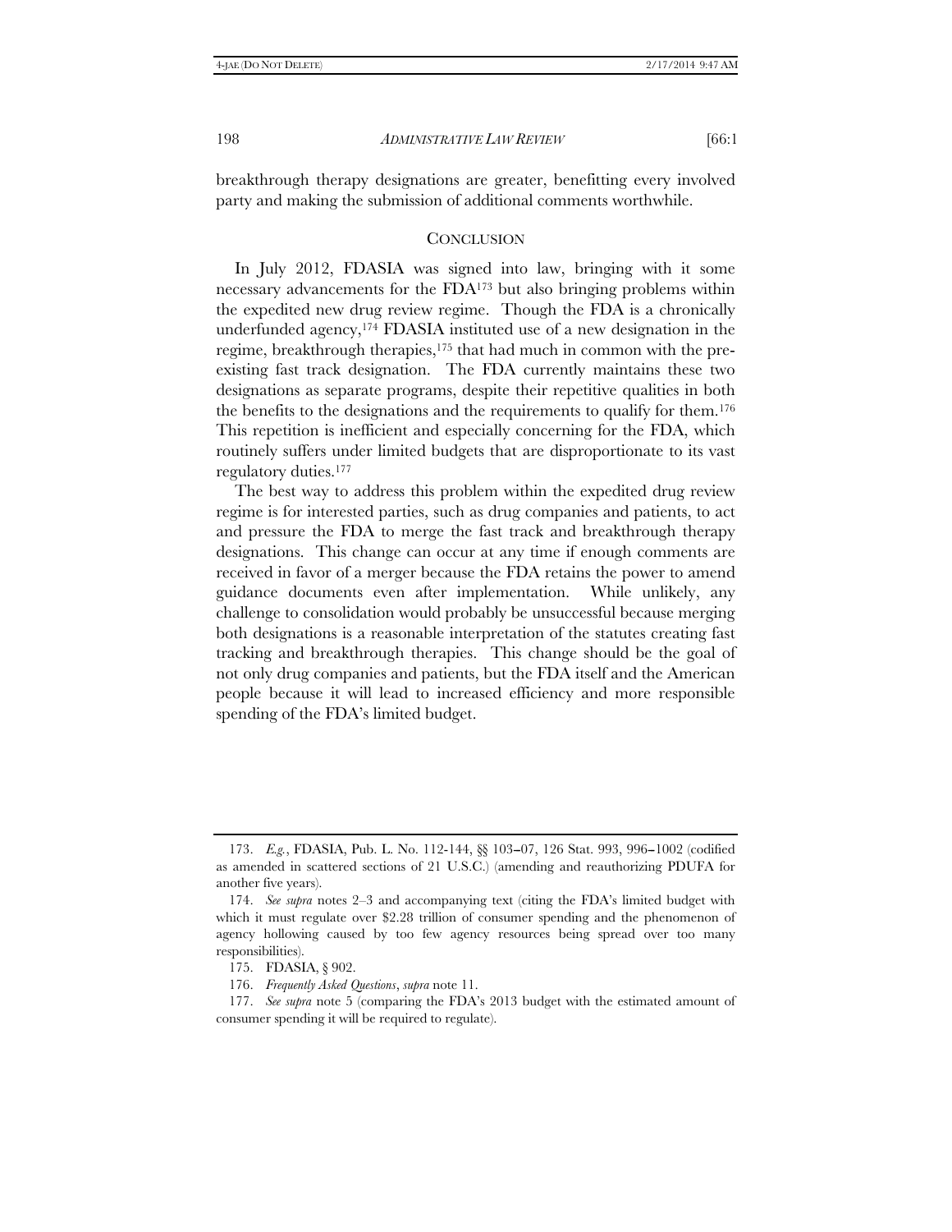breakthrough therapy designations are greater, benefitting every involved party and making the submission of additional comments worthwhile.

## CONCLUSION

In July 2012, FDASIA was signed into law, bringing with it some necessary advancements for the FDA[173] but also bringing problems within the expedited new drug review regime. Though the FDA is a chronically underfunded agency,[174] FDASIA instituted use of a new designation in the regime, breakthrough therapies,[175] that had much in common with the pre-existing fast track designation. The FDA currently maintains these two designations as separate programs, despite their repetitive qualities in both the benefits to the designations and the requirements to qualify for them.[176] This repetition is inefficient and especially concerning for the FDA, which routinely suffers under limited budgets that are disproportionate to its vast regulatory duties.[177]

The best way to address this problem within the expedited drug review regime is for interested parties, such as drug companies and patients, to act and pressure the FDA to merge the fast track and breakthrough therapy designations. This change can occur at any time if enough comments are received in favor of a merger because the FDA retains the power to amend guidance documents even after implementation. While unlikely, any challenge to consolidation would probably be unsuccessful because merging both designations is a reasonable interpretation of the statutes creating fast tracking and breakthrough therapies. This change should be the goal of not only drug companies and patients, but the FDA itself and the American people because it will lead to increased efficiency and more responsible spending of the FDA's limited budget.

---

173. *E.g.*, FDASIA, Pub. L. No. 112-144, §§ 103–07, 126 Stat. 993, 996–1002 (codified as amended in scattered sections of 21 U.S.C.) (amending and reauthorizing PDUFA for another five years).

174. *See supra* notes 2–3 and accompanying text (citing the FDA's limited budget with which it must regulate over $2.28 trillion of consumer spending and the phenomenon of agency hollowing caused by too few agency resources being spread over too many responsibilities).

175. FDASIA, § 902.

176. *Frequently Asked Questions*, *supra* note 11.

177. *See supra* note 5 (comparing the FDA's 2013 budget with the estimated amount of consumer spending it will be required to regulate).